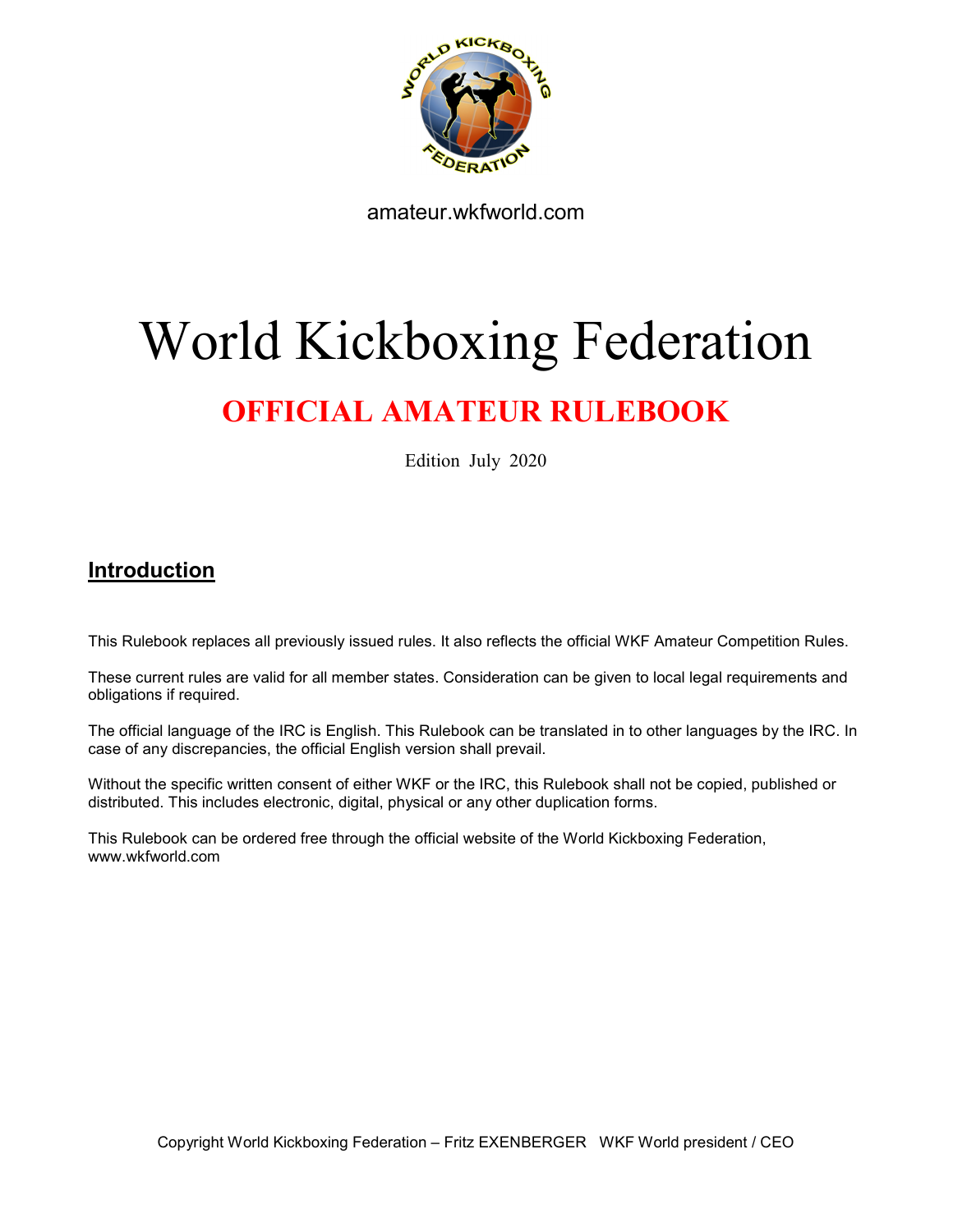amateur.wkfworld.com

# World Kickboxing Federation

## OFFICIAL AMATEUR RULEBOOK

Edition July 2020

## Introduction

This Rulebook replaces all previously issued rules. It also reflects the official WKF Amateur Competition Rules.

These current rules are valid for all member states. Consideration can be given to local legal requirements and obligations if required.

The official language of the IRC is English. This Rulebook can be translated in to other languages by the IRC. In case of any discrepancies, the official English version shall prevail.

Without the specific written consent of either WKF or the IRC, this Rulebook shall not be copied, published or distributed. This includes electronic, digital, physical or any other duplication forms.

This Rulebook can be ordered free through the official website of the World Kickboxing Federation, www.wkfworld.com

Copyright World Kickboxing Federation – Fritz EXENBERGER WKF World president / CEO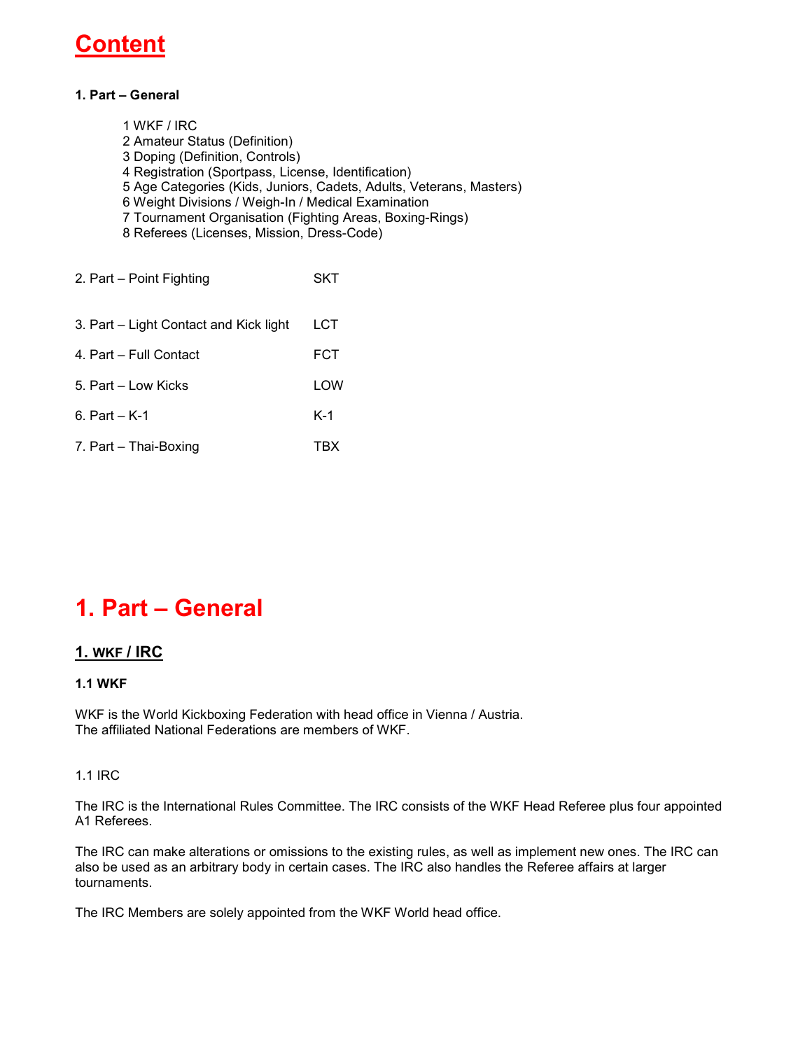# Content

**1. Part – General**

1 WKF / IRC
2 Amateur Status (Definition)
3 Doping (Definition, Controls)
4 Registration (Sportpass, License, Identification)
5 Age Categories (Kids, Juniors, Cadets, Adults, Veterans, Masters)
6 Weight Divisions / Weigh-In / Medical Examination
7 Tournament Organisation (Fighting Areas, Boxing-Rings)
8 Referees (Licenses, Mission, Dress-Code)

| | |
|---|---|
| 2. Part – Point Fighting | SKT |
| 3. Part – Light Contact and Kick light | LCT |
| 4. Part – Full Contact | FCT |
| 5. Part – Low Kicks | LOW |
| 6. Part – K-1 | K-1 |
| 7. Part – Thai-Boxing | TBX |

# 1. Part – General

## 1. WKF / IRC

### 1.1 WKF

WKF is the World Kickboxing Federation with head office in Vienna / Austria.
The affiliated National Federations are members of WKF.

1.1 IRC

The IRC is the International Rules Committee. The IRC consists of the WKF Head Referee plus four appointed A1 Referees.

The IRC can make alterations or omissions to the existing rules, as well as implement new ones. The IRC can also be used as an arbitrary body in certain cases. The IRC also handles the Referee affairs at larger tournaments.

The IRC Members are solely appointed from the WKF World head office.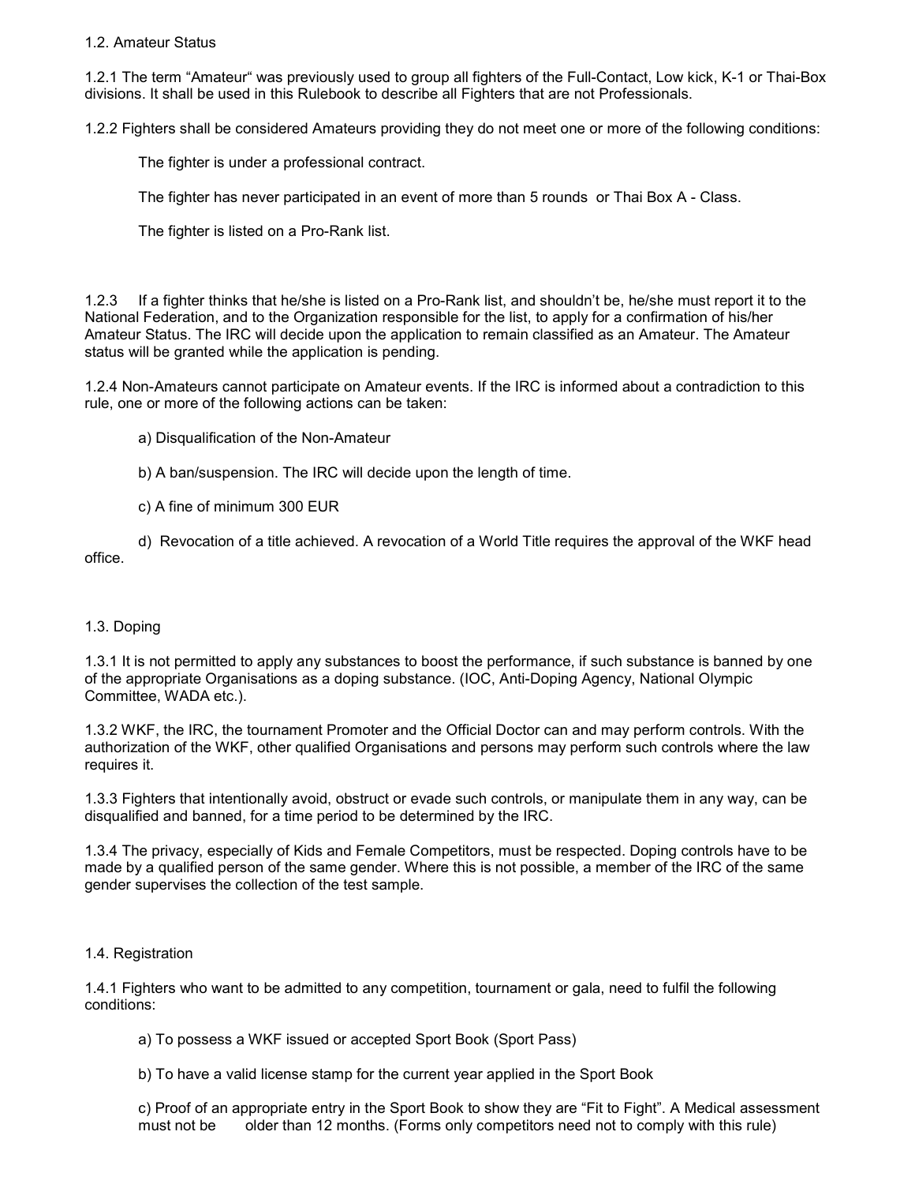## 1.2. Amateur Status

1.2.1 The term "Amateur" was previously used to group all fighters of the Full-Contact, Low kick, K-1 or Thai-Box divisions. It shall be used in this Rulebook to describe all Fighters that are not Professionals.

1.2.2 Fighters shall be considered Amateurs providing they do not meet one or more of the following conditions:

The fighter is under a professional contract.

The fighter has never participated in an event of more than 5 rounds or Thai Box A - Class.

The fighter is listed on a Pro-Rank list.

1.2.3 If a fighter thinks that he/she is listed on a Pro-Rank list, and shouldn't be, he/she must report it to the National Federation, and to the Organization responsible for the list, to apply for a confirmation of his/her Amateur Status. The IRC will decide upon the application to remain classified as an Amateur. The Amateur status will be granted while the application is pending.

1.2.4 Non-Amateurs cannot participate on Amateur events. If the IRC is informed about a contradiction to this rule, one or more of the following actions can be taken:

a) Disqualification of the Non-Amateur

b) A ban/suspension. The IRC will decide upon the length of time.

c) A fine of minimum 300 EUR

d) Revocation of a title achieved. A revocation of a World Title requires the approval of the WKF head office.

## 1.3. Doping

1.3.1 It is not permitted to apply any substances to boost the performance, if such substance is banned by one of the appropriate Organisations as a doping substance. (IOC, Anti-Doping Agency, National Olympic Committee, WADA etc.).

1.3.2 WKF, the IRC, the tournament Promoter and the Official Doctor can and may perform controls. With the authorization of the WKF, other qualified Organisations and persons may perform such controls where the law requires it.

1.3.3 Fighters that intentionally avoid, obstruct or evade such controls, or manipulate them in any way, can be disqualified and banned, for a time period to be determined by the IRC.

1.3.4 The privacy, especially of Kids and Female Competitors, must be respected. Doping controls have to be made by a qualified person of the same gender. Where this is not possible, a member of the IRC of the same gender supervises the collection of the test sample.

## 1.4. Registration

1.4.1 Fighters who want to be admitted to any competition, tournament or gala, need to fulfil the following conditions:

a) To possess a WKF issued or accepted Sport Book (Sport Pass)

b) To have a valid license stamp for the current year applied in the Sport Book

c) Proof of an appropriate entry in the Sport Book to show they are "Fit to Fight". A Medical assessment must not be older than 12 months. (Forms only competitors need not to comply with this rule)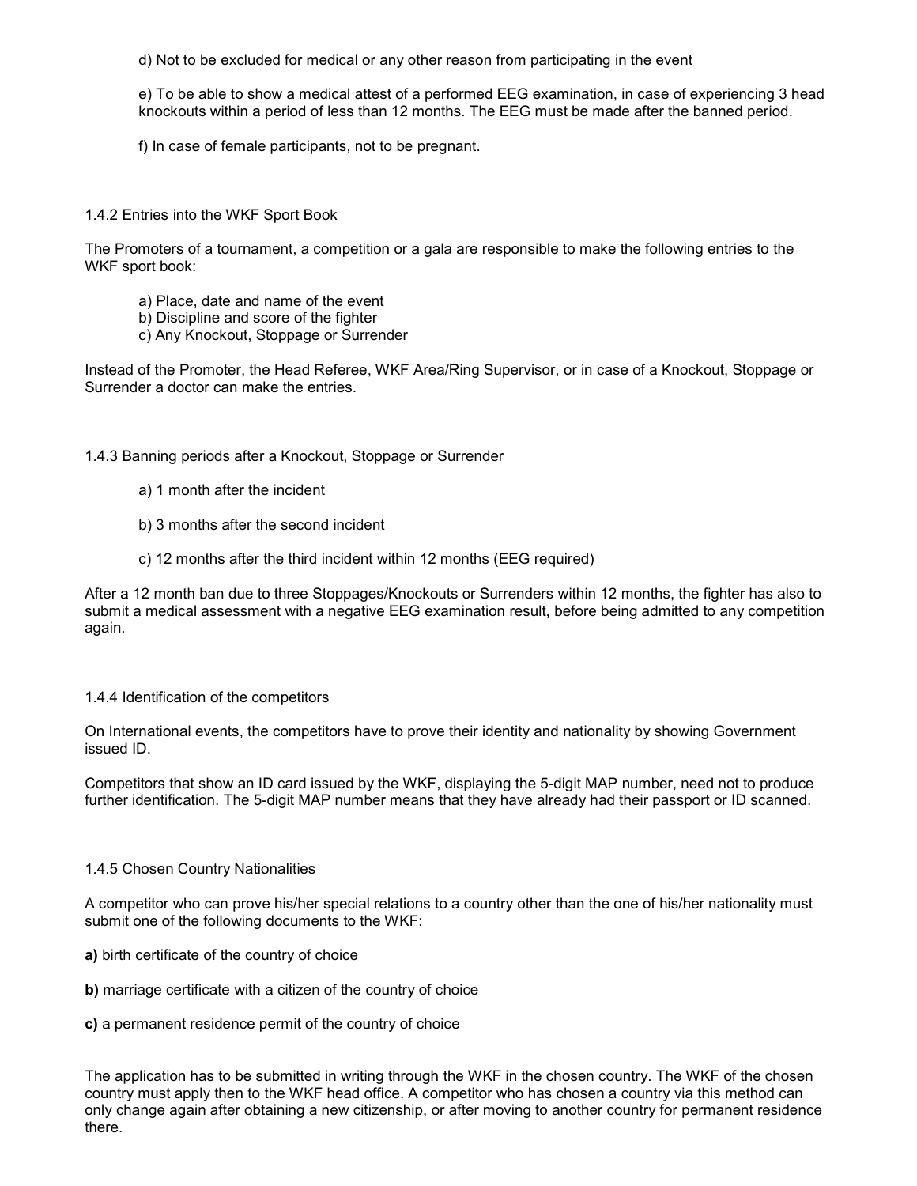d) Not to be excluded for medical or any other reason from participating in the event

e) To be able to show a medical attest of a performed EEG examination, in case of experiencing 3 head knockouts within a period of less than 12 months. The EEG must be made after the banned period.

f) In case of female participants, not to be pregnant.

### 1.4.2 Entries into the WKF Sport Book

The Promoters of a tournament, a competition or a gala are responsible to make the following entries to the WKF sport book:

a) Place, date and name of the event
b) Discipline and score of the fighter
c) Any Knockout, Stoppage or Surrender

Instead of the Promoter, the Head Referee, WKF Area/Ring Supervisor, or in case of a Knockout, Stoppage or Surrender a doctor can make the entries.

### 1.4.3 Banning periods after a Knockout, Stoppage or Surrender

a) 1 month after the incident

b) 3 months after the second incident

c) 12 months after the third incident within 12 months (EEG required)

After a 12 month ban due to three Stoppages/Knockouts or Surrenders within 12 months, the fighter has also to submit a medical assessment with a negative EEG examination result, before being admitted to any competition again.

### 1.4.4 Identification of the competitors

On International events, the competitors have to prove their identity and nationality by showing Government issued ID.

Competitors that show an ID card issued by the WKF, displaying the 5-digit MAP number, need not to produce further identification. The 5-digit MAP number means that they have already had their passport or ID scanned.

### 1.4.5 Chosen Country Nationalities

A competitor who can prove his/her special relations to a country other than the one of his/her nationality must submit one of the following documents to the WKF:

**a)** birth certificate of the country of choice

**b)** marriage certificate with a citizen of the country of choice

**c)** a permanent residence permit of the country of choice

The application has to be submitted in writing through the WKF in the chosen country. The WKF of the chosen country must apply then to the WKF head office. A competitor who has chosen a country via this method can only change again after obtaining a new citizenship, or after moving to another country for permanent residence there.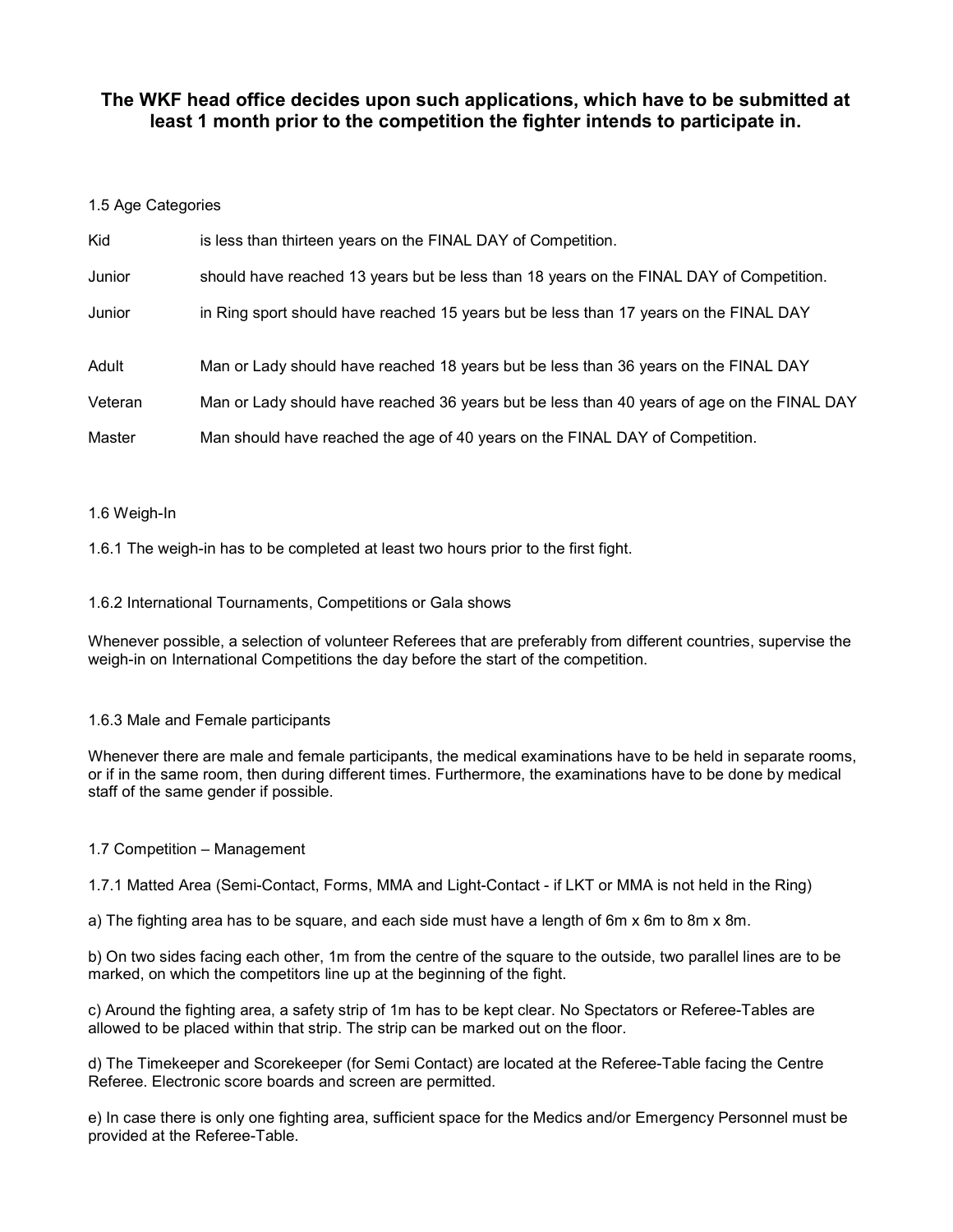**The WKF head office decides upon such applications, which have to be submitted at least 1 month prior to the competition the fighter intends to participate in.**

1.5 Age Categories

| | |
|---|---|
| Kid | is less than thirteen years on the FINAL DAY of Competition. |
| Junior | should have reached 13 years but be less than 18 years on the FINAL DAY of Competition. |
| Junior | in Ring sport should have reached 15 years but be less than 17 years on the FINAL DAY |
| Adult | Man or Lady should have reached 18 years but be less than 36 years on the FINAL DAY |
| Veteran | Man or Lady should have reached 36 years but be less than 40 years of age on the FINAL DAY |
| Master | Man should have reached the age of 40 years on the FINAL DAY of Competition. |

1.6 Weigh-In

1.6.1 The weigh-in has to be completed at least two hours prior to the first fight.

1.6.2 International Tournaments, Competitions or Gala shows

Whenever possible, a selection of volunteer Referees that are preferably from different countries, supervise the weigh-in on International Competitions the day before the start of the competition.

1.6.3 Male and Female participants

Whenever there are male and female participants, the medical examinations have to be held in separate rooms, or if in the same room, then during different times. Furthermore, the examinations have to be done by medical staff of the same gender if possible.

1.7 Competition – Management

1.7.1 Matted Area (Semi-Contact, Forms, MMA and Light-Contact - if LKT or MMA is not held in the Ring)

a) The fighting area has to be square, and each side must have a length of 6m x 6m to 8m x 8m.

b) On two sides facing each other, 1m from the centre of the square to the outside, two parallel lines are to be marked, on which the competitors line up at the beginning of the fight.

c) Around the fighting area, a safety strip of 1m has to be kept clear. No Spectators or Referee-Tables are allowed to be placed within that strip. The strip can be marked out on the floor.

d) The Timekeeper and Scorekeeper (for Semi Contact) are located at the Referee-Table facing the Centre Referee. Electronic score boards and screen are permitted.

e) In case there is only one fighting area, sufficient space for the Medics and/or Emergency Personnel must be provided at the Referee-Table.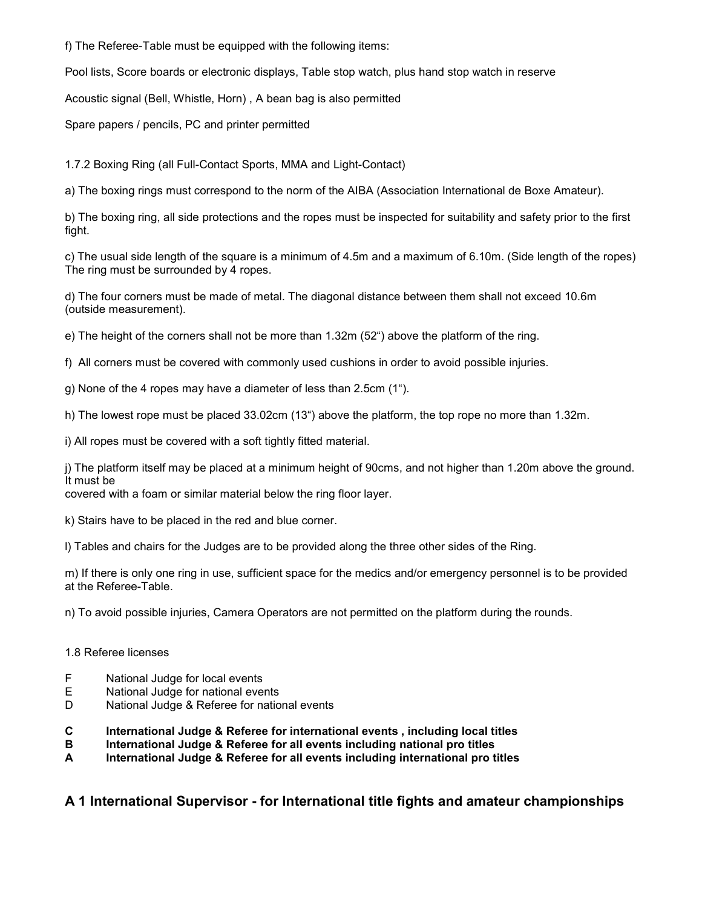f) The Referee-Table must be equipped with the following items:

Pool lists, Score boards or electronic displays, Table stop watch, plus hand stop watch in reserve

Acoustic signal (Bell, Whistle, Horn) , A bean bag is also permitted

Spare papers / pencils, PC and printer permitted

1.7.2 Boxing Ring (all Full-Contact Sports, MMA and Light-Contact)

a) The boxing rings must correspond to the norm of the AIBA (Association International de Boxe Amateur).

b) The boxing ring, all side protections and the ropes must be inspected for suitability and safety prior to the first fight.

c) The usual side length of the square is a minimum of 4.5m and a maximum of 6.10m. (Side length of the ropes) The ring must be surrounded by 4 ropes.

d) The four corners must be made of metal. The diagonal distance between them shall not exceed 10.6m (outside measurement).

e) The height of the corners shall not be more than 1.32m (52") above the platform of the ring.

f) All corners must be covered with commonly used cushions in order to avoid possible injuries.

g) None of the 4 ropes may have a diameter of less than 2.5cm (1").

h) The lowest rope must be placed 33.02cm (13") above the platform, the top rope no more than 1.32m.

i) All ropes must be covered with a soft tightly fitted material.

j) The platform itself may be placed at a minimum height of 90cms, and not higher than 1.20m above the ground. It must be
covered with a foam or similar material below the ring floor layer.

k) Stairs have to be placed in the red and blue corner.

l) Tables and chairs for the Judges are to be provided along the three other sides of the Ring.

m) If there is only one ring in use, sufficient space for the medics and/or emergency personnel is to be provided at the Referee-Table.

n) To avoid possible injuries, Camera Operators are not permitted on the platform during the rounds.

1.8 Referee licenses

F National Judge for local events
E National Judge for national events
D National Judge & Referee for national events

**C International Judge & Referee for international events , including local titles**
**B International Judge & Referee for all events including national pro titles**
**A International Judge & Referee for all events including international pro titles**

## A 1 International Supervisor - for International title fights and amateur championships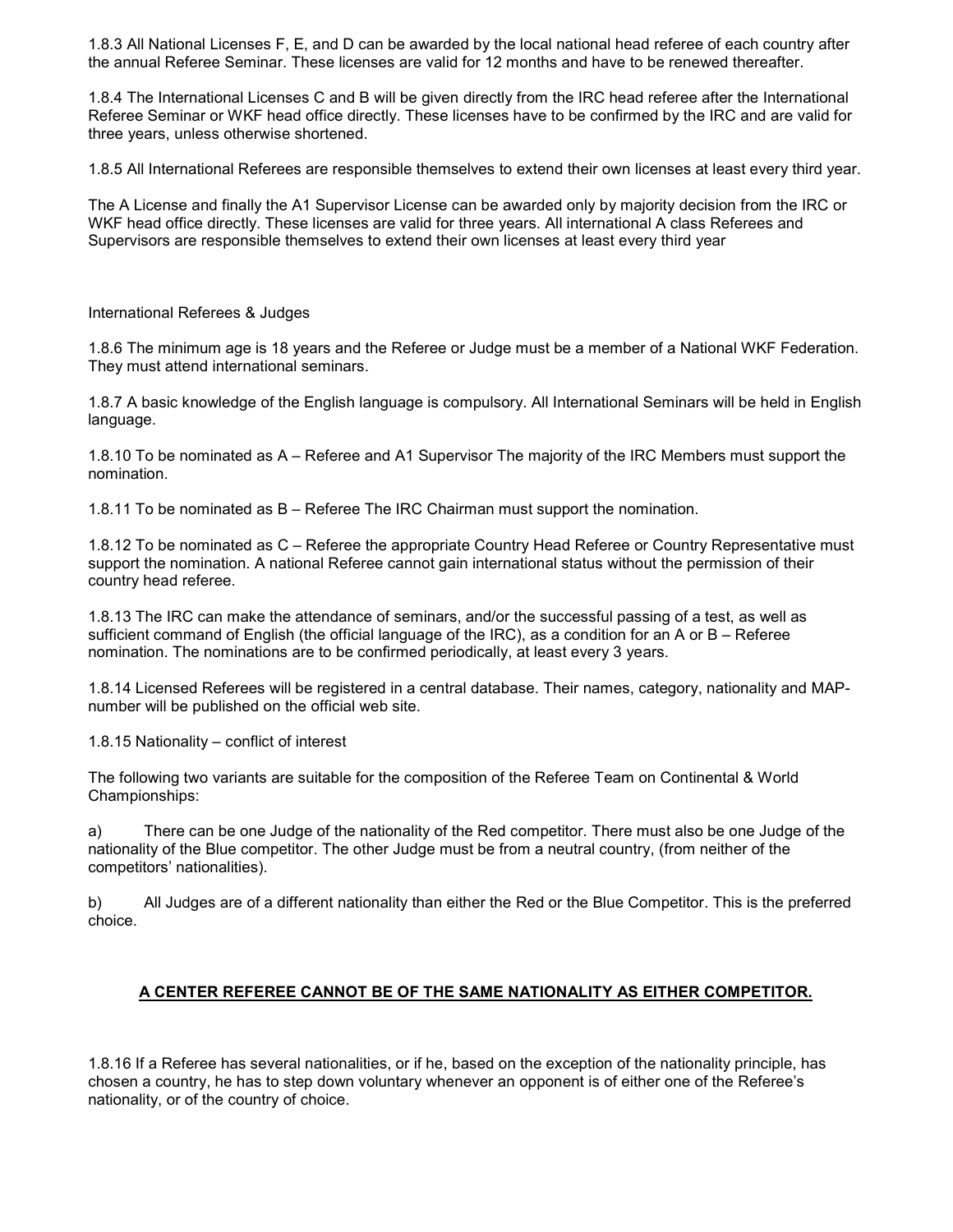1.8.3 All National Licenses F, E, and D can be awarded by the local national head referee of each country after the annual Referee Seminar. These licenses are valid for 12 months and have to be renewed thereafter.

1.8.4 The International Licenses C and B will be given directly from the IRC head referee after the International Referee Seminar or WKF head office directly. These licenses have to be confirmed by the IRC and are valid for three years, unless otherwise shortened.

1.8.5 All International Referees are responsible themselves to extend their own licenses at least every third year.

The A License and finally the A1 Supervisor License can be awarded only by majority decision from the IRC or WKF head office directly. These licenses are valid for three years. All international A class Referees and Supervisors are responsible themselves to extend their own licenses at least every third year

International Referees & Judges

1.8.6 The minimum age is 18 years and the Referee or Judge must be a member of a National WKF Federation. They must attend international seminars.

1.8.7 A basic knowledge of the English language is compulsory. All International Seminars will be held in English language.

1.8.10 To be nominated as A – Referee and A1 Supervisor The majority of the IRC Members must support the nomination.

1.8.11 To be nominated as B – Referee The IRC Chairman must support the nomination.

1.8.12 To be nominated as C – Referee the appropriate Country Head Referee or Country Representative must support the nomination. A national Referee cannot gain international status without the permission of their country head referee.

1.8.13 The IRC can make the attendance of seminars, and/or the successful passing of a test, as well as sufficient command of English (the official language of the IRC), as a condition for an A or B – Referee nomination. The nominations are to be confirmed periodically, at least every 3 years.

1.8.14 Licensed Referees will be registered in a central database. Their names, category, nationality and MAP-number will be published on the official web site.

1.8.15 Nationality – conflict of interest

The following two variants are suitable for the composition of the Referee Team on Continental & World Championships:

a) There can be one Judge of the nationality of the Red competitor. There must also be one Judge of the nationality of the Blue competitor. The other Judge must be from a neutral country, (from neither of the competitors' nationalities).

b) All Judges are of a different nationality than either the Red or the Blue Competitor. This is the preferred choice.

**A CENTER REFEREE CANNOT BE OF THE SAME NATIONALITY AS EITHER COMPETITOR.**

1.8.16 If a Referee has several nationalities, or if he, based on the exception of the nationality principle, has chosen a country, he has to step down voluntary whenever an opponent is of either one of the Referee's nationality, or of the country of choice.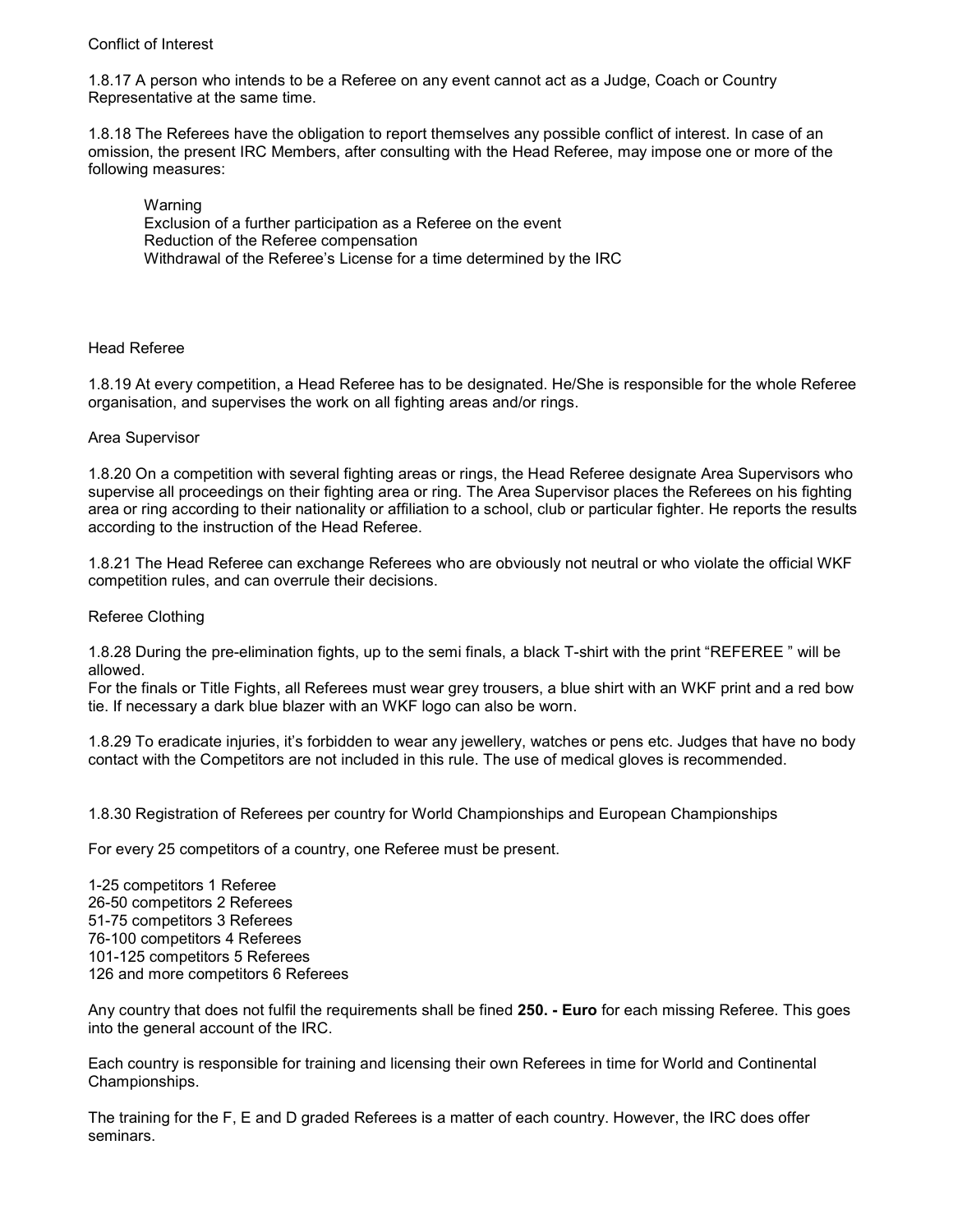## Conflict of Interest

1.8.17 A person who intends to be a Referee on any event cannot act as a Judge, Coach or Country Representative at the same time.

1.8.18 The Referees have the obligation to report themselves any possible conflict of interest. In case of an omission, the present IRC Members, after consulting with the Head Referee, may impose one or more of the following measures:

- Warning
- Exclusion of a further participation as a Referee on the event
- Reduction of the Referee compensation
- Withdrawal of the Referee's License for a time determined by the IRC

## Head Referee

1.8.19 At every competition, a Head Referee has to be designated. He/She is responsible for the whole Referee organisation, and supervises the work on all fighting areas and/or rings.

## Area Supervisor

1.8.20 On a competition with several fighting areas or rings, the Head Referee designate Area Supervisors who supervise all proceedings on their fighting area or ring. The Area Supervisor places the Referees on his fighting area or ring according to their nationality or affiliation to a school, club or particular fighter. He reports the results according to the instruction of the Head Referee.

1.8.21 The Head Referee can exchange Referees who are obviously not neutral or who violate the official WKF competition rules, and can overrule their decisions.

## Referee Clothing

1.8.28 During the pre-elimination fights, up to the semi finals, a black T-shirt with the print "REFEREE " will be allowed.
For the finals or Title Fights, all Referees must wear grey trousers, a blue shirt with an WKF print and a red bow tie. If necessary a dark blue blazer with an WKF logo can also be worn.

1.8.29 To eradicate injuries, it's forbidden to wear any jewellery, watches or pens etc. Judges that have no body contact with the Competitors are not included in this rule. The use of medical gloves is recommended.

1.8.30 Registration of Referees per country for World Championships and European Championships

For every 25 competitors of a country, one Referee must be present.

1-25 competitors 1 Referee
26-50 competitors 2 Referees
51-75 competitors 3 Referees
76-100 competitors 4 Referees
101-125 competitors 5 Referees
126 and more competitors 6 Referees

Any country that does not fulfil the requirements shall be fined **250. - Euro** for each missing Referee. This goes into the general account of the IRC.

Each country is responsible for training and licensing their own Referees in time for World and Continental Championships.

The training for the F, E and D graded Referees is a matter of each country. However, the IRC does offer seminars.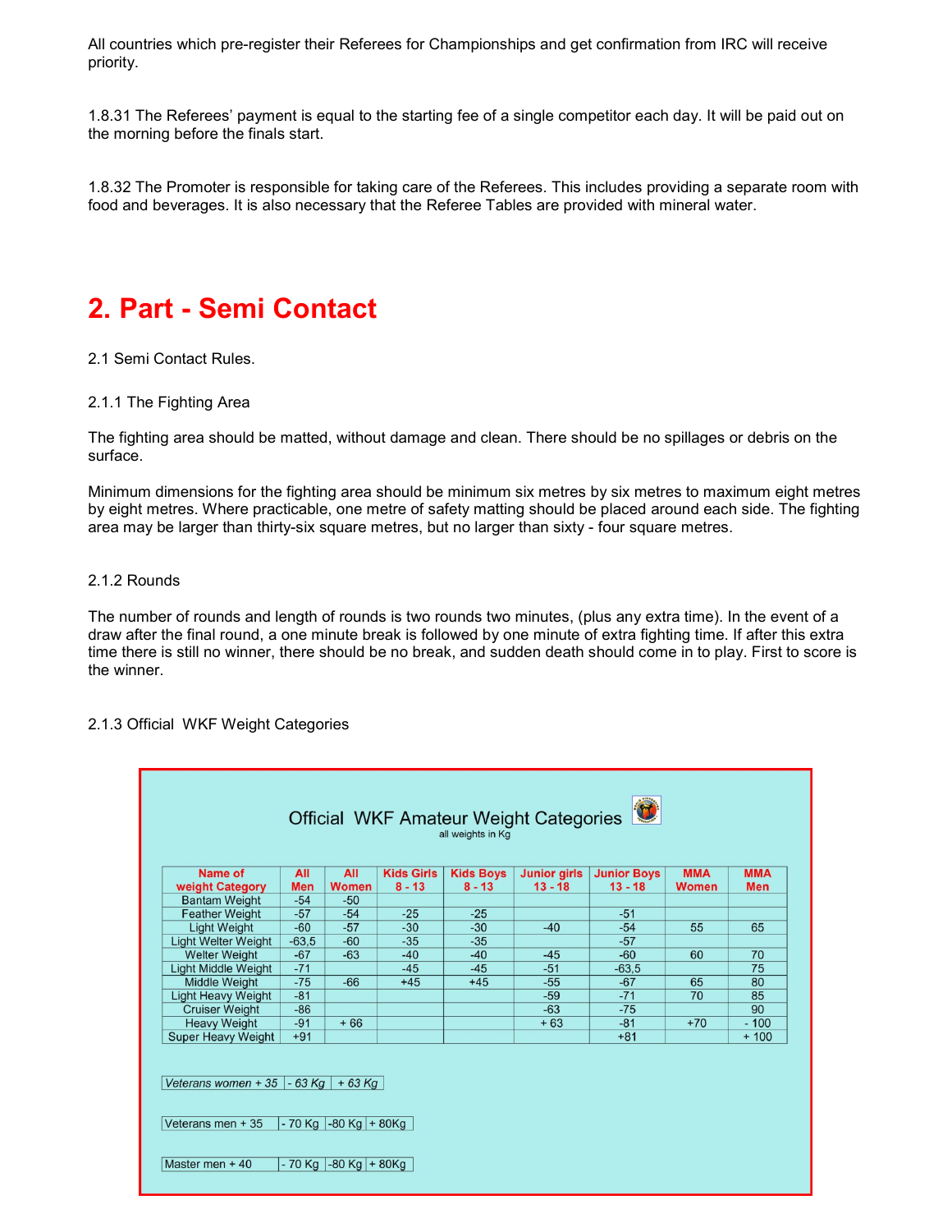All countries which pre-register their Referees for Championships and get confirmation from IRC will receive priority.

1.8.31 The Referees' payment is equal to the starting fee of a single competitor each day. It will be paid out on the morning before the finals start.

1.8.32 The Promoter is responsible for taking care of the Referees. This includes providing a separate room with food and beverages. It is also necessary that the Referee Tables are provided with mineral water.

# 2. Part - Semi Contact

2.1 Semi Contact Rules.

2.1.1 The Fighting Area

The fighting area should be matted, without damage and clean. There should be no spillages or debris on the surface.

Minimum dimensions for the fighting area should be minimum six metres by six metres to maximum eight metres by eight metres. Where practicable, one metre of safety matting should be placed around each side. The fighting area may be larger than thirty-six square metres, but no larger than sixty - four square metres.

2.1.2 Rounds

The number of rounds and length of rounds is two rounds two minutes, (plus any extra time). In the event of a draw after the final round, a one minute break is followed by one minute of extra fighting time. If after this extra time there is still no winner, there should be no break, and sudden death should come in to play. First to score is the winner.

2.1.3 Official WKF Weight Categories

**Official WKF Amateur Weight Categories**

all weights in Kg

| Name of weight Category | All Men | All Women | Kids Girls 8 - 13 | Kids Boys 8 - 13 | Junior girls 13 - 18 | Junior Boys 13 - 18 | MMA Women | MMA Men |
|---|---|---|---|---|---|---|---|---|
| Bantam Weight | -54 | -50 | | | | | | |
| Feather Weight | -57 | -54 | -25 | -25 | | -51 | | |
| Light Weight | -60 | -57 | -30 | -30 | -40 | -54 | 55 | 65 |
| Light Welter Weight | -63,5 | -60 | -35 | -35 | | -57 | | |
| Welter Weight | -67 | -63 | -40 | -40 | -45 | -60 | 60 | 70 |
| Light Middle Weight | -71 | | -45 | -45 | -51 | -63,5 | | 75 |
| Middle Weight | -75 | -66 | +45 | +45 | -55 | -67 | 65 | 80 |
| Light Heavy Weight | -81 | | | | -59 | -71 | 70 | 85 |
| Cruiser Weight | -86 | | | | -63 | -75 | | 90 |
| Heavy Weight | -91 | + 66 | | | + 63 | -81 | +70 | - 100 |
| Super Heavy Weight | +91 | | | | | +81 | | + 100 |

| *Veterans women + 35* | *- 63 Kg* | *+ 63 Kg* | |
|---|---|---|---|
| Veterans men + 35 | - 70 Kg | -80 Kg | + 80Kg |
| Master men + 40 | - 70 Kg | -80 Kg | + 80Kg |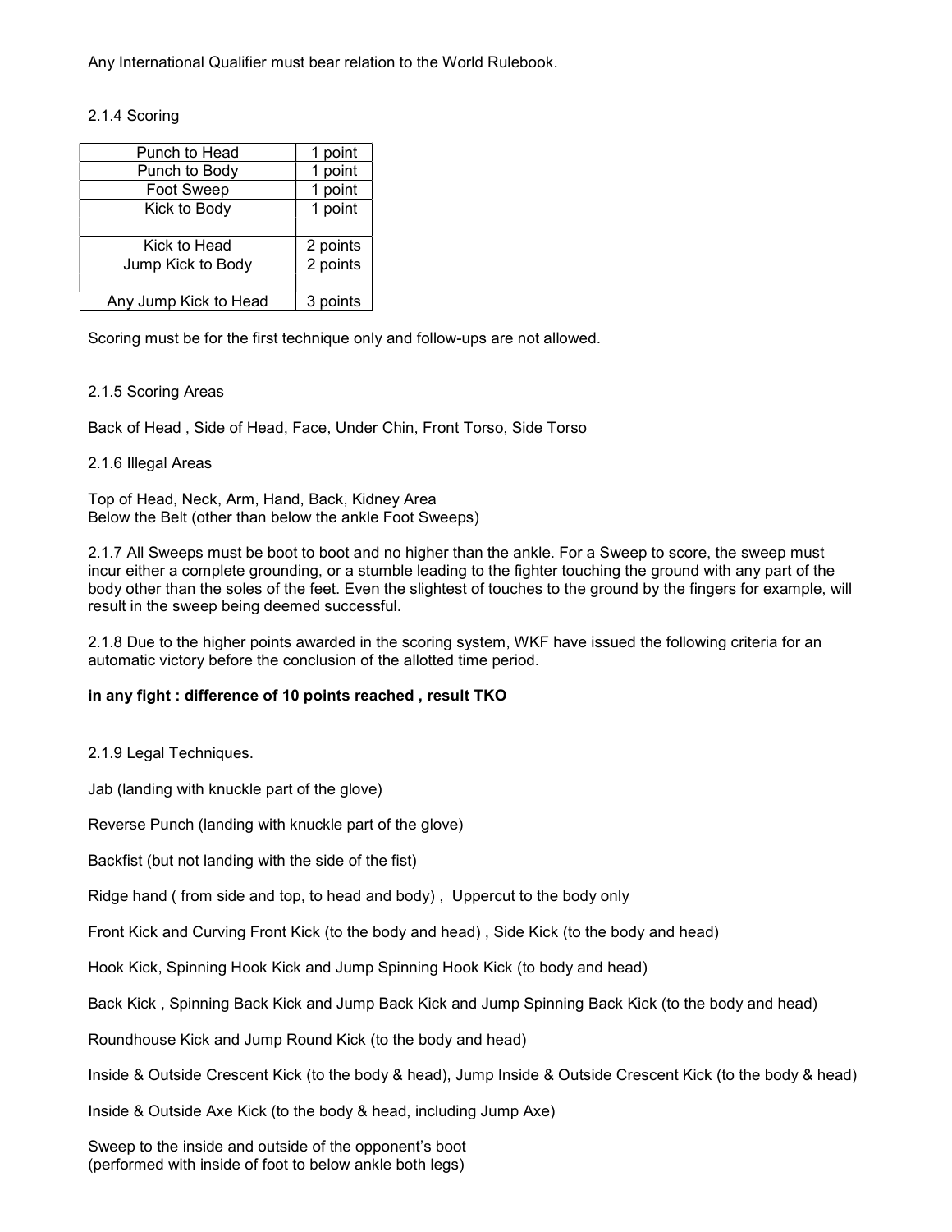Any International Qualifier must bear relation to the World Rulebook.

2.1.4 Scoring

| Technique | Points |
|---|---|
| Punch to Head | 1 point |
| Punch to Body | 1 point |
| Foot Sweep | 1 point |
| Kick to Body | 1 point |
| | |
| Kick to Head | 2 points |
| Jump Kick to Body | 2 points |
| | |
| Any Jump Kick to Head | 3 points |

Scoring must be for the first technique only and follow-ups are not allowed.

2.1.5 Scoring Areas

Back of Head , Side of Head, Face, Under Chin, Front Torso, Side Torso

2.1.6 Illegal Areas

Top of Head, Neck, Arm, Hand, Back, Kidney Area
Below the Belt (other than below the ankle Foot Sweeps)

2.1.7 All Sweeps must be boot to boot and no higher than the ankle. For a Sweep to score, the sweep must incur either a complete grounding, or a stumble leading to the fighter touching the ground with any part of the body other than the soles of the feet. Even the slightest of touches to the ground by the fingers for example, will result in the sweep being deemed successful.

2.1.8 Due to the higher points awarded in the scoring system, WKF have issued the following criteria for an automatic victory before the conclusion of the allotted time period.

**in any fight : difference of 10 points reached , result TKO**

2.1.9 Legal Techniques.

Jab (landing with knuckle part of the glove)

Reverse Punch (landing with knuckle part of the glove)

Backfist (but not landing with the side of the fist)

Ridge hand ( from side and top, to head and body) , Uppercut to the body only

Front Kick and Curving Front Kick (to the body and head) , Side Kick (to the body and head)

Hook Kick, Spinning Hook Kick and Jump Spinning Hook Kick (to body and head)

Back Kick , Spinning Back Kick and Jump Back Kick and Jump Spinning Back Kick (to the body and head)

Roundhouse Kick and Jump Round Kick (to the body and head)

Inside & Outside Crescent Kick (to the body & head), Jump Inside & Outside Crescent Kick (to the body & head)

Inside & Outside Axe Kick (to the body & head, including Jump Axe)

Sweep to the inside and outside of the opponent's boot
(performed with inside of foot to below ankle both legs)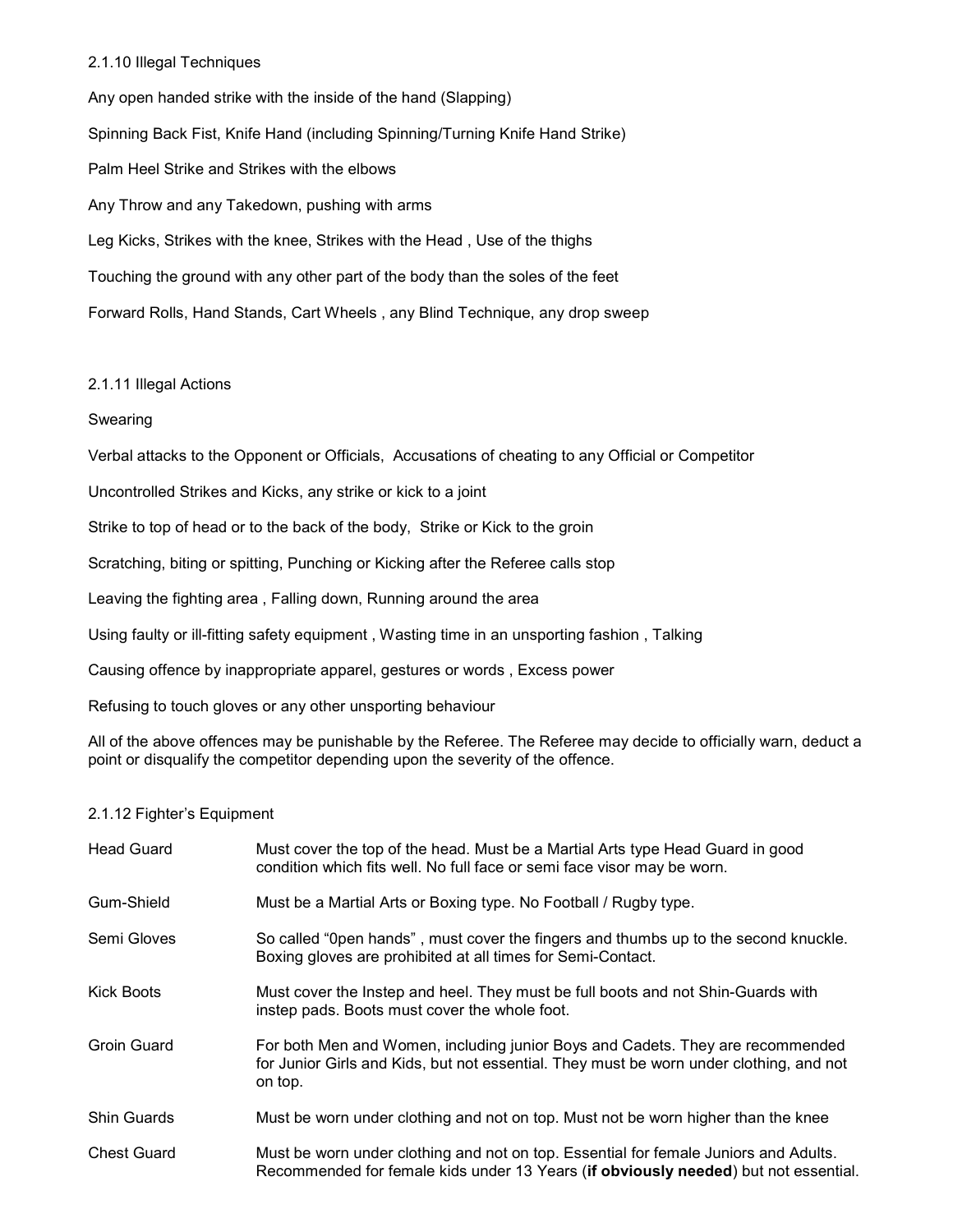### 2.1.10 Illegal Techniques

Any open handed strike with the inside of the hand (Slapping)

Spinning Back Fist, Knife Hand (including Spinning/Turning Knife Hand Strike)

Palm Heel Strike and Strikes with the elbows

Any Throw and any Takedown, pushing with arms

Leg Kicks, Strikes with the knee, Strikes with the Head , Use of the thighs

Touching the ground with any other part of the body than the soles of the feet

Forward Rolls, Hand Stands, Cart Wheels , any Blind Technique, any drop sweep

### 2.1.11 Illegal Actions

Swearing

Verbal attacks to the Opponent or Officials, Accusations of cheating to any Official or Competitor

Uncontrolled Strikes and Kicks, any strike or kick to a joint

Strike to top of head or to the back of the body, Strike or Kick to the groin

Scratching, biting or spitting, Punching or Kicking after the Referee calls stop

Leaving the fighting area , Falling down, Running around the area

Using faulty or ill-fitting safety equipment , Wasting time in an unsporting fashion , Talking

Causing offence by inappropriate apparel, gestures or words , Excess power

Refusing to touch gloves or any other unsporting behaviour

All of the above offences may be punishable by the Referee. The Referee may decide to officially warn, deduct a point or disqualify the competitor depending upon the severity of the offence.

### 2.1.12 Fighter's Equipment

| | |
|---|---|
| Head Guard | Must cover the top of the head. Must be a Martial Arts type Head Guard in good condition which fits well. No full face or semi face visor may be worn. |
| Gum-Shield | Must be a Martial Arts or Boxing type. No Football / Rugby type. |
| Semi Gloves | So called "0pen hands" , must cover the fingers and thumbs up to the second knuckle. Boxing gloves are prohibited at all times for Semi-Contact. |
| Kick Boots | Must cover the Instep and heel. They must be full boots and not Shin-Guards with instep pads. Boots must cover the whole foot. |
| Groin Guard | For both Men and Women, including junior Boys and Cadets. They are recommended for Junior Girls and Kids, but not essential. They must be worn under clothing, and not on top. |
| Shin Guards | Must be worn under clothing and not on top. Must not be worn higher than the knee |
| Chest Guard | Must be worn under clothing and not on top. Essential for female Juniors and Adults. Recommended for female kids under 13 Years (**if obviously needed**) but not essential. |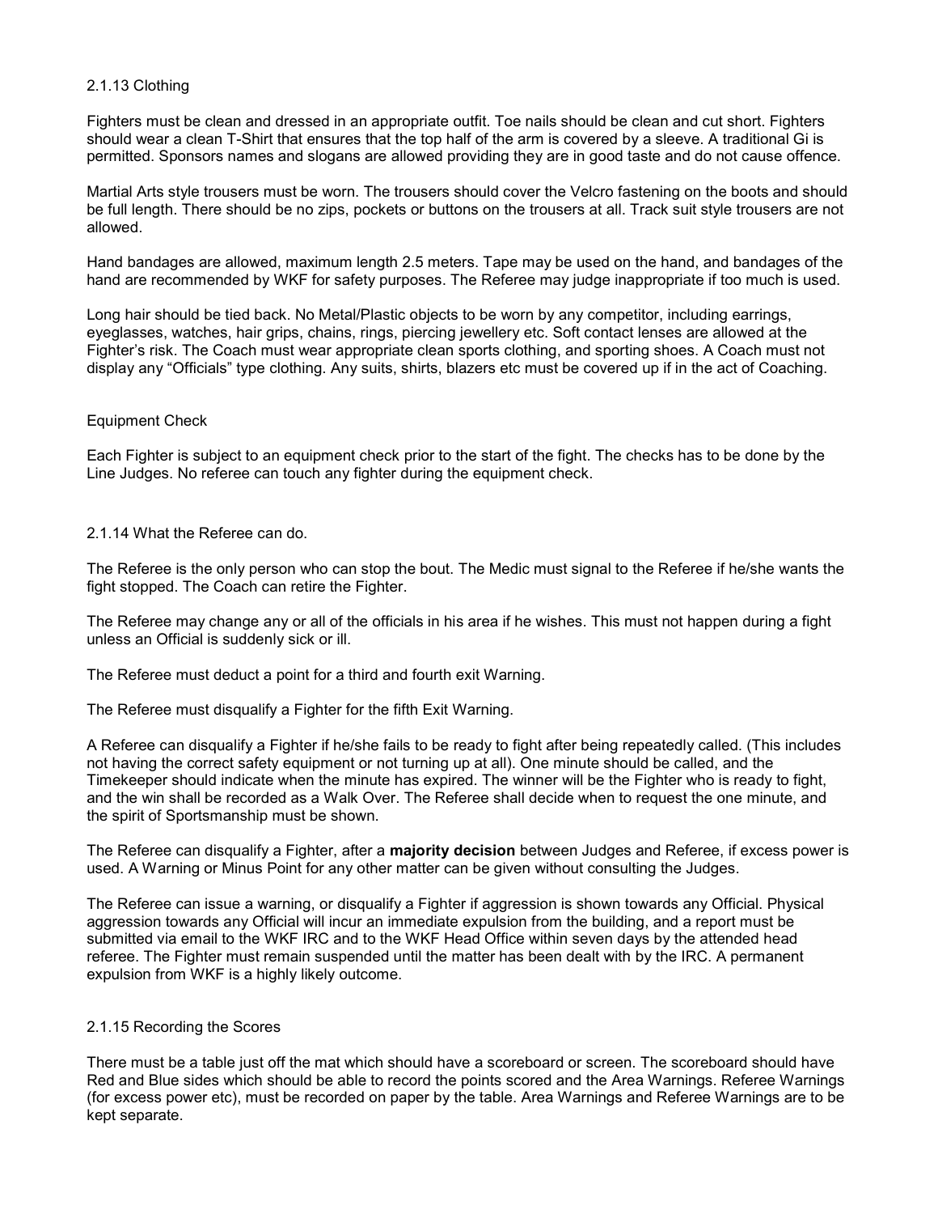### 2.1.13 Clothing

Fighters must be clean and dressed in an appropriate outfit. Toe nails should be clean and cut short. Fighters should wear a clean T-Shirt that ensures that the top half of the arm is covered by a sleeve. A traditional Gi is permitted. Sponsors names and slogans are allowed providing they are in good taste and do not cause offence.

Martial Arts style trousers must be worn. The trousers should cover the Velcro fastening on the boots and should be full length. There should be no zips, pockets or buttons on the trousers at all. Track suit style trousers are not allowed.

Hand bandages are allowed, maximum length 2.5 meters. Tape may be used on the hand, and bandages of the hand are recommended by WKF for safety purposes. The Referee may judge inappropriate if too much is used.

Long hair should be tied back. No Metal/Plastic objects to be worn by any competitor, including earrings, eyeglasses, watches, hair grips, chains, rings, piercing jewellery etc. Soft contact lenses are allowed at the Fighter's risk. The Coach must wear appropriate clean sports clothing, and sporting shoes. A Coach must not display any "Officials" type clothing. Any suits, shirts, blazers etc must be covered up if in the act of Coaching.

#### Equipment Check

Each Fighter is subject to an equipment check prior to the start of the fight. The checks has to be done by the Line Judges. No referee can touch any fighter during the equipment check.

### 2.1.14 What the Referee can do.

The Referee is the only person who can stop the bout. The Medic must signal to the Referee if he/she wants the fight stopped. The Coach can retire the Fighter.

The Referee may change any or all of the officials in his area if he wishes. This must not happen during a fight unless an Official is suddenly sick or ill.

The Referee must deduct a point for a third and fourth exit Warning.

The Referee must disqualify a Fighter for the fifth Exit Warning.

A Referee can disqualify a Fighter if he/she fails to be ready to fight after being repeatedly called. (This includes not having the correct safety equipment or not turning up at all). One minute should be called, and the Timekeeper should indicate when the minute has expired. The winner will be the Fighter who is ready to fight, and the win shall be recorded as a Walk Over. The Referee shall decide when to request the one minute, and the spirit of Sportsmanship must be shown.

The Referee can disqualify a Fighter, after a **majority decision** between Judges and Referee, if excess power is used. A Warning or Minus Point for any other matter can be given without consulting the Judges.

The Referee can issue a warning, or disqualify a Fighter if aggression is shown towards any Official. Physical aggression towards any Official will incur an immediate expulsion from the building, and a report must be submitted via email to the WKF IRC and to the WKF Head Office within seven days by the attended head referee. The Fighter must remain suspended until the matter has been dealt with by the IRC. A permanent expulsion from WKF is a highly likely outcome.

### 2.1.15 Recording the Scores

There must be a table just off the mat which should have a scoreboard or screen. The scoreboard should have Red and Blue sides which should be able to record the points scored and the Area Warnings. Referee Warnings (for excess power etc), must be recorded on paper by the table. Area Warnings and Referee Warnings are to be kept separate.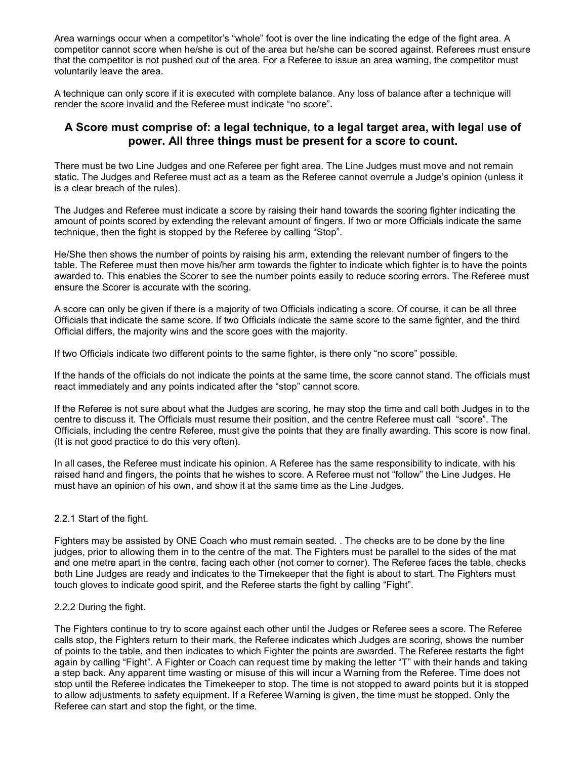Area warnings occur when a competitor's "whole" foot is over the line indicating the edge of the fight area. A competitor cannot score when he/she is out of the area but he/she can be scored against. Referees must ensure that the competitor is not pushed out of the area. For a Referee to issue an area warning, the competitor must voluntarily leave the area.

A technique can only score if it is executed with complete balance. Any loss of balance after a technique will render the score invalid and the Referee must indicate "no score".

**A Score must comprise of: a legal technique, to a legal target area, with legal use of power. All three things must be present for a score to count.**

There must be two Line Judges and one Referee per fight area. The Line Judges must move and not remain static. The Judges and Referee must act as a team as the Referee cannot overrule a Judge's opinion (unless it is a clear breach of the rules).

The Judges and Referee must indicate a score by raising their hand towards the scoring fighter indicating the amount of points scored by extending the relevant amount of fingers. If two or more Officials indicate the same technique, then the fight is stopped by the Referee by calling "Stop".

He/She then shows the number of points by raising his arm, extending the relevant number of fingers to the table. The Referee must then move his/her arm towards the fighter to indicate which fighter is to have the points awarded to. This enables the Scorer to see the number points easily to reduce scoring errors. The Referee must ensure the Scorer is accurate with the scoring.

A score can only be given if there is a majority of two Officials indicating a score. Of course, it can be all three Officials that indicate the same score. If two Officials indicate the same score to the same fighter, and the third Official differs, the majority wins and the score goes with the majority.

If two Officials indicate two different points to the same fighter, is there only "no score" possible.

If the hands of the officials do not indicate the points at the same time, the score cannot stand. The officials must react immediately and any points indicated after the "stop" cannot score.

If the Referee is not sure about what the Judges are scoring, he may stop the time and call both Judges in to the centre to discuss it. The Officials must resume their position, and the centre Referee must call "score". The Officials, including the centre Referee, must give the points that they are finally awarding. This score is now final. (It is not good practice to do this very often).

In all cases, the Referee must indicate his opinion. A Referee has the same responsibility to indicate, with his raised hand and fingers, the points that he wishes to score. A Referee must not "follow" the Line Judges. He must have an opinion of his own, and show it at the same time as the Line Judges.

2.2.1 Start of the fight.

Fighters may be assisted by ONE Coach who must remain seated. . The checks are to be done by the line judges, prior to allowing them in to the centre of the mat. The Fighters must be parallel to the sides of the mat and one metre apart in the centre, facing each other (not corner to corner). The Referee faces the table, checks both Line Judges are ready and indicates to the Timekeeper that the fight is about to start. The Fighters must touch gloves to indicate good spirit, and the Referee starts the fight by calling "Fight".

2.2.2 During the fight.

The Fighters continue to try to score against each other until the Judges or Referee sees a score. The Referee calls stop, the Fighters return to their mark, the Referee indicates which Judges are scoring, shows the number of points to the table, and then indicates to which Fighter the points are awarded. The Referee restarts the fight again by calling "Fight". A Fighter or Coach can request time by making the letter "T" with their hands and taking a step back. Any apparent time wasting or misuse of this will incur a Warning from the Referee. Time does not stop until the Referee indicates the Timekeeper to stop. The time is not stopped to award points but it is stopped to allow adjustments to safety equipment. If a Referee Warning is given, the time must be stopped. Only the Referee can start and stop the fight, or the time.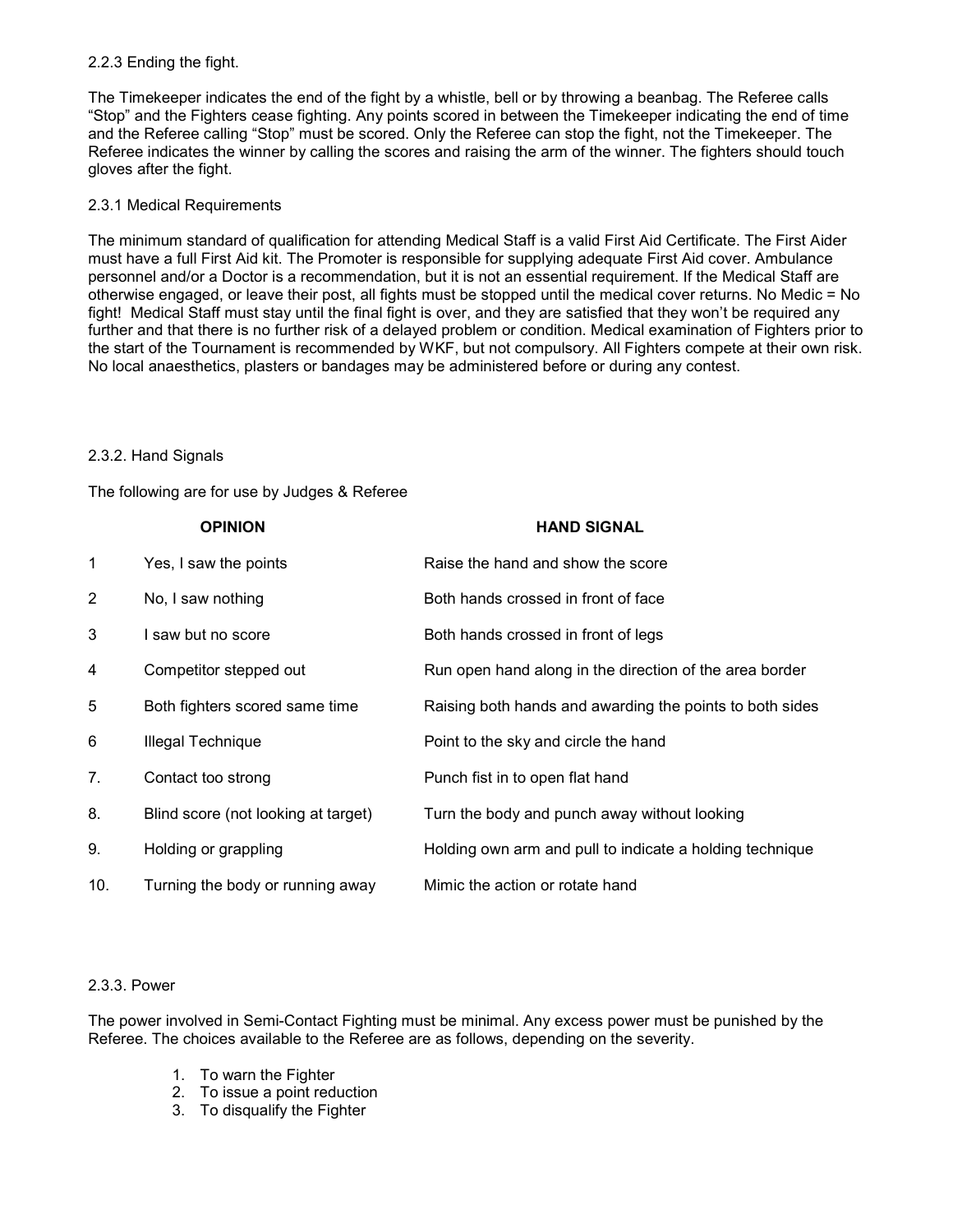### 2.2.3 Ending the fight.

The Timekeeper indicates the end of the fight by a whistle, bell or by throwing a beanbag. The Referee calls "Stop" and the Fighters cease fighting. Any points scored in between the Timekeeper indicating the end of time and the Referee calling "Stop" must be scored. Only the Referee can stop the fight, not the Timekeeper. The Referee indicates the winner by calling the scores and raising the arm of the winner. The fighters should touch gloves after the fight.

### 2.3.1 Medical Requirements

The minimum standard of qualification for attending Medical Staff is a valid First Aid Certificate. The First Aider must have a full First Aid kit. The Promoter is responsible for supplying adequate First Aid cover. Ambulance personnel and/or a Doctor is a recommendation, but it is not an essential requirement. If the Medical Staff are otherwise engaged, or leave their post, all fights must be stopped until the medical cover returns. No Medic = No fight! Medical Staff must stay until the final fight is over, and they are satisfied that they won't be required any further and that there is no further risk of a delayed problem or condition. Medical examination of Fighters prior to the start of the Tournament is recommended by WKF, but not compulsory. All Fighters compete at their own risk. No local anaesthetics, plasters or bandages may be administered before or during any contest.

### 2.3.2. Hand Signals

The following are for use by Judges & Referee

| | OPINION | HAND SIGNAL |
|---|---|---|
| 1 | Yes, I saw the points | Raise the hand and show the score |
| 2 | No, I saw nothing | Both hands crossed in front of face |
| 3 | I saw but no score | Both hands crossed in front of legs |
| 4 | Competitor stepped out | Run open hand along in the direction of the area border |
| 5 | Both fighters scored same time | Raising both hands and awarding the points to both sides |
| 6 | Illegal Technique | Point to the sky and circle the hand |
| 7. | Contact too strong | Punch fist in to open flat hand |
| 8. | Blind score (not looking at target) | Turn the body and punch away without looking |
| 9. | Holding or grappling | Holding own arm and pull to indicate a holding technique |
| 10. | Turning the body or running away | Mimic the action or rotate hand |

### 2.3.3. Power

The power involved in Semi-Contact Fighting must be minimal. Any excess power must be punished by the Referee. The choices available to the Referee are as follows, depending on the severity.

1. To warn the Fighter
2. To issue a point reduction
3. To disqualify the Fighter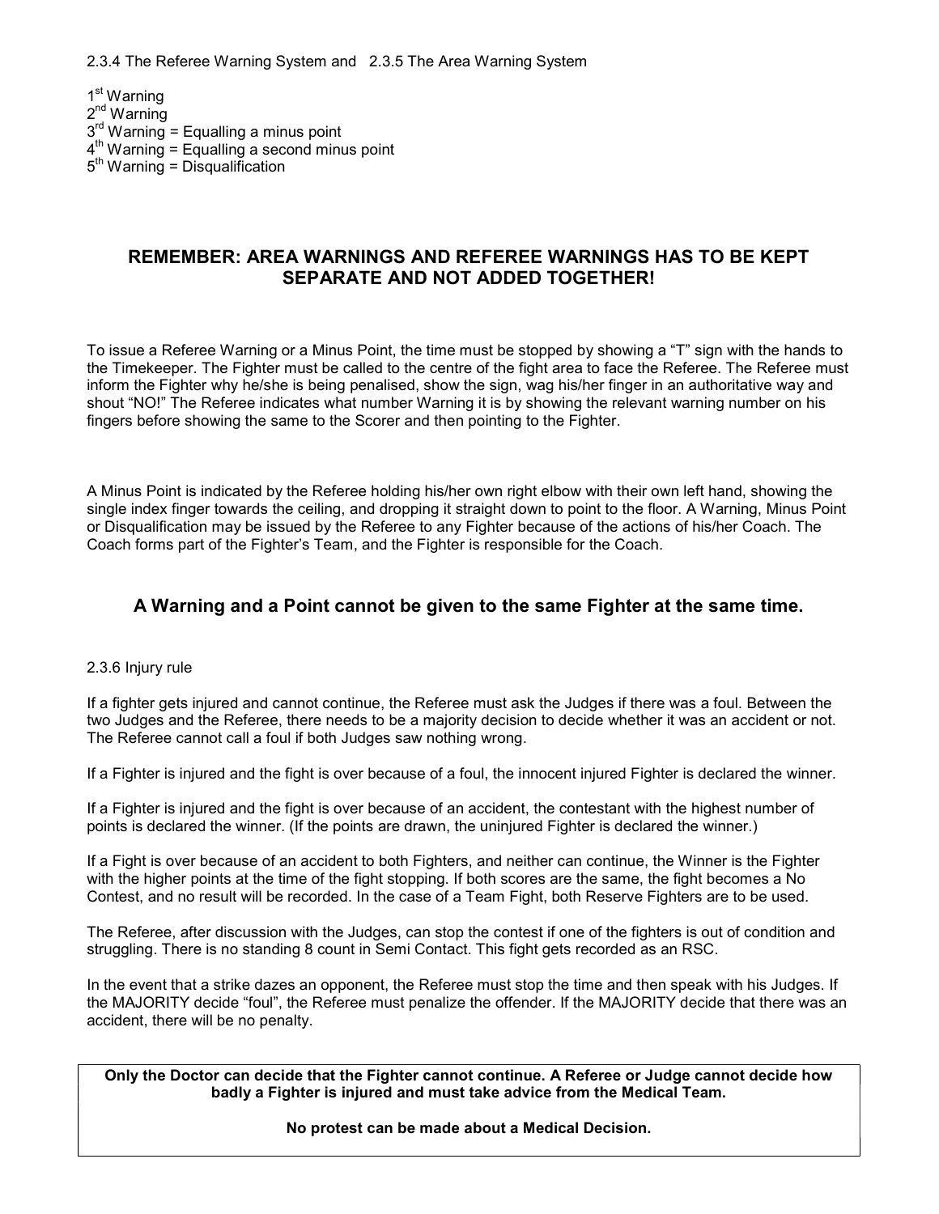2.3.4 The Referee Warning System and 2.3.5 The Area Warning System

1st Warning
2nd Warning
3rd Warning = Equalling a minus point
4th Warning = Equalling a second minus point
5th Warning = Disqualification

**REMEMBER: AREA WARNINGS AND REFEREE WARNINGS HAS TO BE KEPT SEPARATE AND NOT ADDED TOGETHER!**

To issue a Referee Warning or a Minus Point, the time must be stopped by showing a "T" sign with the hands to the Timekeeper. The Fighter must be called to the centre of the fight area to face the Referee. The Referee must inform the Fighter why he/she is being penalised, show the sign, wag his/her finger in an authoritative way and shout "NO!" The Referee indicates what number Warning it is by showing the relevant warning number on his fingers before showing the same to the Scorer and then pointing to the Fighter.

A Minus Point is indicated by the Referee holding his/her own right elbow with their own left hand, showing the single index finger towards the ceiling, and dropping it straight down to point to the floor. A Warning, Minus Point or Disqualification may be issued by the Referee to any Fighter because of the actions of his/her Coach. The Coach forms part of the Fighter's Team, and the Fighter is responsible for the Coach.

**A Warning and a Point cannot be given to the same Fighter at the same time.**

2.3.6 Injury rule

If a fighter gets injured and cannot continue, the Referee must ask the Judges if there was a foul. Between the two Judges and the Referee, there needs to be a majority decision to decide whether it was an accident or not. The Referee cannot call a foul if both Judges saw nothing wrong.

If a Fighter is injured and the fight is over because of a foul, the innocent injured Fighter is declared the winner.

If a Fighter is injured and the fight is over because of an accident, the contestant with the highest number of points is declared the winner. (If the points are drawn, the uninjured Fighter is declared the winner.)

If a Fight is over because of an accident to both Fighters, and neither can continue, the Winner is the Fighter with the higher points at the time of the fight stopping. If both scores are the same, the fight becomes a No Contest, and no result will be recorded. In the case of a Team Fight, both Reserve Fighters are to be used.

The Referee, after discussion with the Judges, can stop the contest if one of the fighters is out of condition and struggling. There is no standing 8 count in Semi Contact. This fight gets recorded as an RSC.

In the event that a strike dazes an opponent, the Referee must stop the time and then speak with his Judges. If the MAJORITY decide "foul", the Referee must penalize the offender. If the MAJORITY decide that there was an accident, there will be no penalty.

**Only the Doctor can decide that the Fighter cannot continue. A Referee or Judge cannot decide how badly a Fighter is injured and must take advice from the Medical Team.**

**No protest can be made about a Medical Decision.**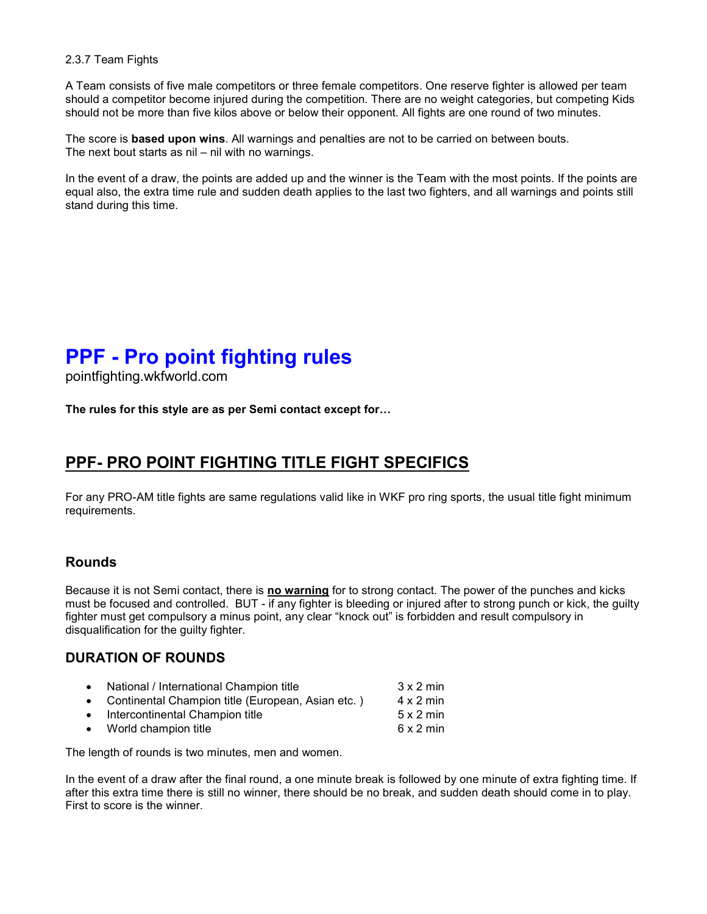2.3.7 Team Fights

A Team consists of five male competitors or three female competitors. One reserve fighter is allowed per team should a competitor become injured during the competition. There are no weight categories, but competing Kids should not be more than five kilos above or below their opponent. All fights are one round of two minutes.

The score is **based upon wins**. All warnings and penalties are not to be carried on between bouts. The next bout starts as nil – nil with no warnings.

In the event of a draw, the points are added up and the winner is the Team with the most points. If the points are equal also, the extra time rule and sudden death applies to the last two fighters, and all warnings and points still stand during this time.

# PPF - Pro point fighting rules

pointfighting.wkfworld.com

**The rules for this style are as per Semi contact except for…**

## PPF- PRO POINT FIGHTING TITLE FIGHT SPECIFICS

For any PRO-AM title fights are same regulations valid like in WKF pro ring sports, the usual title fight minimum requirements.

### Rounds

Because it is not Semi contact, there is **no warning** for to strong contact. The power of the punches and kicks must be focused and controlled. BUT - if any fighter is bleeding or injured after to strong punch or kick, the guilty fighter must get compulsory a minus point, any clear "knock out" is forbidden and result compulsory in disqualification for the guilty fighter.

### DURATION OF ROUNDS

- National / International Champion title 3 x 2 min
- Continental Champion title (European, Asian etc. ) 4 x 2 min
- Intercontinental Champion title 5 x 2 min
- World champion title 6 x 2 min

The length of rounds is two minutes, men and women.

In the event of a draw after the final round, a one minute break is followed by one minute of extra fighting time. If after this extra time there is still no winner, there should be no break, and sudden death should come in to play. First to score is the winner.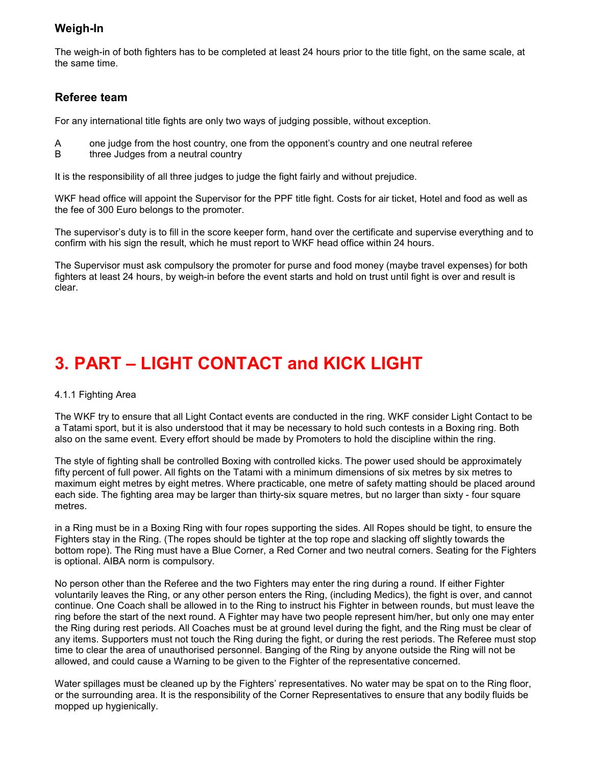### Weigh-In

The weigh-in of both fighters has to be completed at least 24 hours prior to the title fight, on the same scale, at the same time.

### Referee team

For any international title fights are only two ways of judging possible, without exception.

A one judge from the host country, one from the opponent's country and one neutral referee
B three Judges from a neutral country

It is the responsibility of all three judges to judge the fight fairly and without prejudice.

WKF head office will appoint the Supervisor for the PPF title fight. Costs for air ticket, Hotel and food as well as the fee of 300 Euro belongs to the promoter.

The supervisor's duty is to fill in the score keeper form, hand over the certificate and supervise everything and to confirm with his sign the result, which he must report to WKF head office within 24 hours.

The Supervisor must ask compulsory the promoter for purse and food money (maybe travel expenses) for both fighters at least 24 hours, by weigh-in before the event starts and hold on trust until fight is over and result is clear.

# 3. PART – LIGHT CONTACT and KICK LIGHT

4.1.1 Fighting Area

The WKF try to ensure that all Light Contact events are conducted in the ring. WKF consider Light Contact to be a Tatami sport, but it is also understood that it may be necessary to hold such contests in a Boxing ring. Both also on the same event. Every effort should be made by Promoters to hold the discipline within the ring.

The style of fighting shall be controlled Boxing with controlled kicks. The power used should be approximately fifty percent of full power. All fights on the Tatami with a minimum dimensions of six metres by six metres to maximum eight metres by eight metres. Where practicable, one metre of safety matting should be placed around each side. The fighting area may be larger than thirty-six square metres, but no larger than sixty - four square metres.

in a Ring must be in a Boxing Ring with four ropes supporting the sides. All Ropes should be tight, to ensure the Fighters stay in the Ring. (The ropes should be tighter at the top rope and slacking off slightly towards the bottom rope). The Ring must have a Blue Corner, a Red Corner and two neutral corners. Seating for the Fighters is optional. AIBA norm is compulsory.

No person other than the Referee and the two Fighters may enter the ring during a round. If either Fighter voluntarily leaves the Ring, or any other person enters the Ring, (including Medics), the fight is over, and cannot continue. One Coach shall be allowed in to the Ring to instruct his Fighter in between rounds, but must leave the ring before the start of the next round. A Fighter may have two people represent him/her, but only one may enter the Ring during rest periods. All Coaches must be at ground level during the fight, and the Ring must be clear of any items. Supporters must not touch the Ring during the fight, or during the rest periods. The Referee must stop time to clear the area of unauthorised personnel. Banging of the Ring by anyone outside the Ring will not be allowed, and could cause a Warning to be given to the Fighter of the representative concerned.

Water spillages must be cleaned up by the Fighters' representatives. No water may be spat on to the Ring floor, or the surrounding area. It is the responsibility of the Corner Representatives to ensure that any bodily fluids be mopped up hygienically.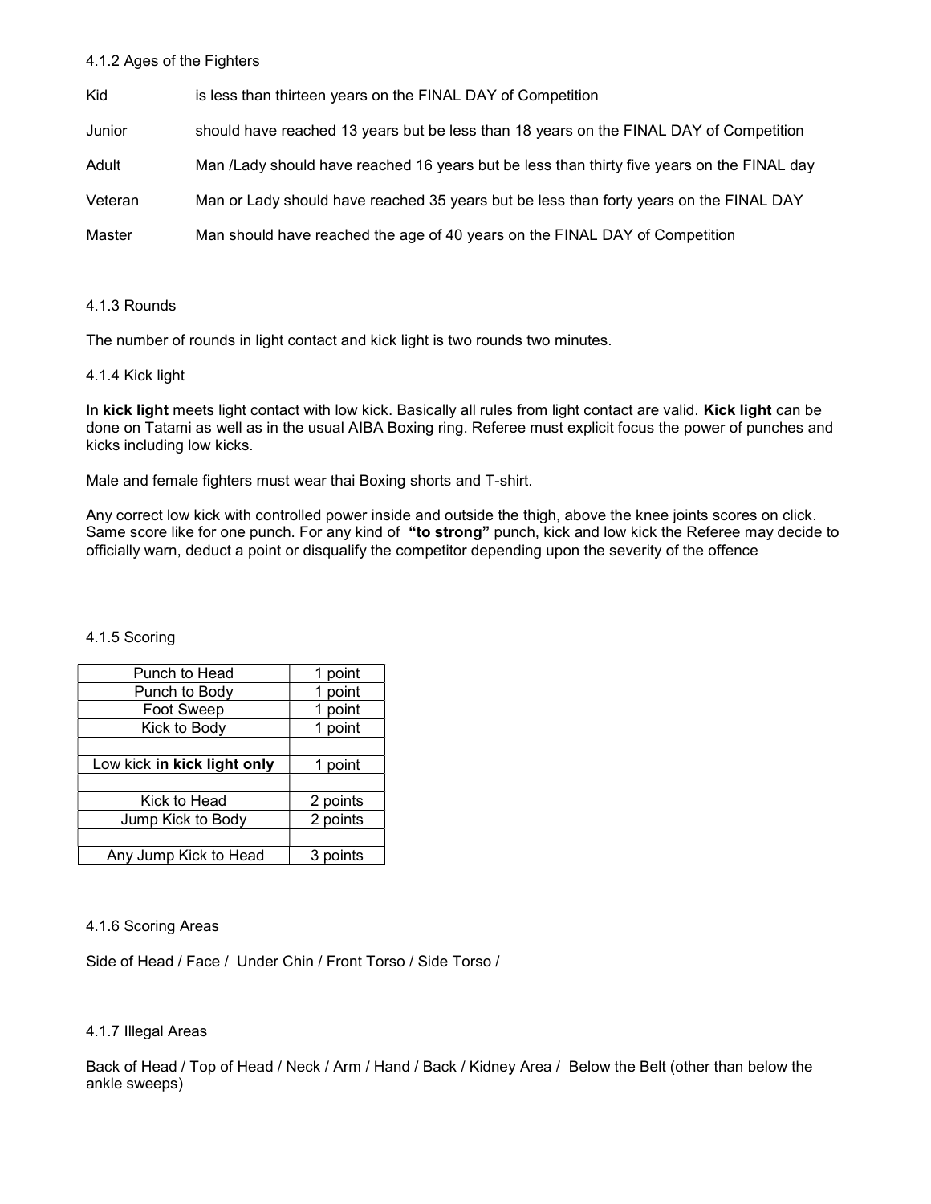#### 4.1.2 Ages of the Fighters

| | |
|---|---|
| Kid | is less than thirteen years on the FINAL DAY of Competition |
| Junior | should have reached 13 years but be less than 18 years on the FINAL DAY of Competition |
| Adult | Man /Lady should have reached 16 years but be less than thirty five years on the FINAL day |
| Veteran | Man or Lady should have reached 35 years but be less than forty years on the FINAL DAY |
| Master | Man should have reached the age of 40 years on the FINAL DAY of Competition |

#### 4.1.3 Rounds

The number of rounds in light contact and kick light is two rounds two minutes.

#### 4.1.4 Kick light

In **kick light** meets light contact with low kick. Basically all rules from light contact are valid. **Kick light** can be done on Tatami as well as in the usual AIBA Boxing ring. Referee must explicit focus the power of punches and kicks including low kicks.

Male and female fighters must wear thai Boxing shorts and T-shirt.

Any correct low kick with controlled power inside and outside the thigh, above the knee joints scores on click. Same score like for one punch. For any kind of **"to strong"** punch, kick and low kick the Referee may decide to officially warn, deduct a point or disqualify the competitor depending upon the severity of the offence

#### 4.1.5 Scoring

| | |
|---|---|
| Punch to Head | 1 point |
| Punch to Body | 1 point |
| Foot Sweep | 1 point |
| Kick to Body | 1 point |
| | |
| Low kick **in kick light only** | 1 point |
| | |
| Kick to Head | 2 points |
| Jump Kick to Body | 2 points |
| | |
| Any Jump Kick to Head | 3 points |

#### 4.1.6 Scoring Areas

Side of Head / Face / Under Chin / Front Torso / Side Torso /

#### 4.1.7 Illegal Areas

Back of Head / Top of Head / Neck / Arm / Hand / Back / Kidney Area / Below the Belt (other than below the ankle sweeps)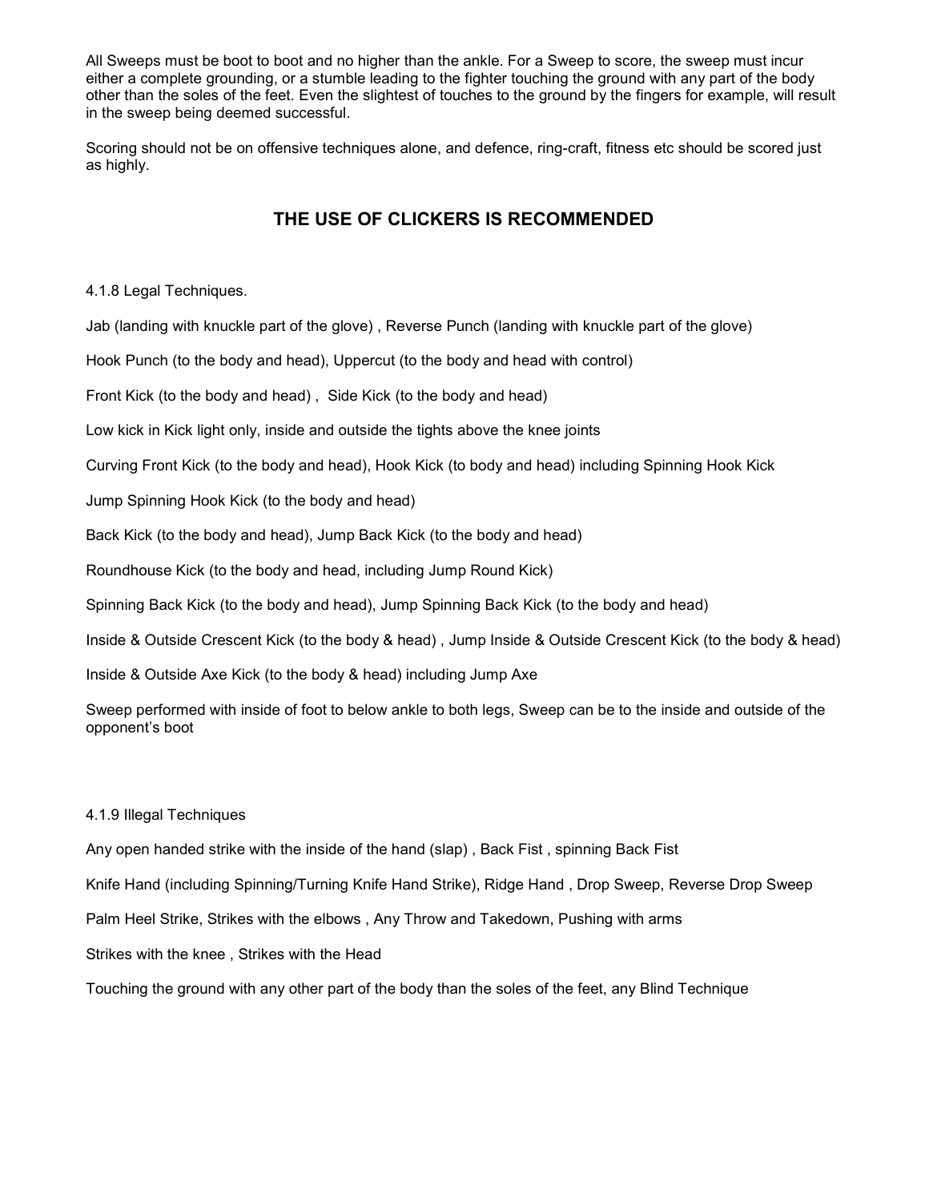All Sweeps must be boot to boot and no higher than the ankle. For a Sweep to score, the sweep must incur either a complete grounding, or a stumble leading to the fighter touching the ground with any part of the body other than the soles of the feet. Even the slightest of touches to the ground by the fingers for example, will result in the sweep being deemed successful.

Scoring should not be on offensive techniques alone, and defence, ring-craft, fitness etc should be scored just as highly.

## THE USE OF CLICKERS IS RECOMMENDED

4.1.8 Legal Techniques.

Jab (landing with knuckle part of the glove) , Reverse Punch (landing with knuckle part of the glove)

Hook Punch (to the body and head), Uppercut (to the body and head with control)

Front Kick (to the body and head) , Side Kick (to the body and head)

Low kick in Kick light only, inside and outside the tights above the knee joints

Curving Front Kick (to the body and head), Hook Kick (to body and head) including Spinning Hook Kick

Jump Spinning Hook Kick (to the body and head)

Back Kick (to the body and head), Jump Back Kick (to the body and head)

Roundhouse Kick (to the body and head, including Jump Round Kick)

Spinning Back Kick (to the body and head), Jump Spinning Back Kick (to the body and head)

Inside & Outside Crescent Kick (to the body & head) , Jump Inside & Outside Crescent Kick (to the body & head)

Inside & Outside Axe Kick (to the body & head) including Jump Axe

Sweep performed with inside of foot to below ankle to both legs, Sweep can be to the inside and outside of the opponent's boot

4.1.9 Illegal Techniques

Any open handed strike with the inside of the hand (slap) , Back Fist , spinning Back Fist

Knife Hand (including Spinning/Turning Knife Hand Strike), Ridge Hand , Drop Sweep, Reverse Drop Sweep

Palm Heel Strike, Strikes with the elbows , Any Throw and Takedown, Pushing with arms

Strikes with the knee , Strikes with the Head

Touching the ground with any other part of the body than the soles of the feet, any Blind Technique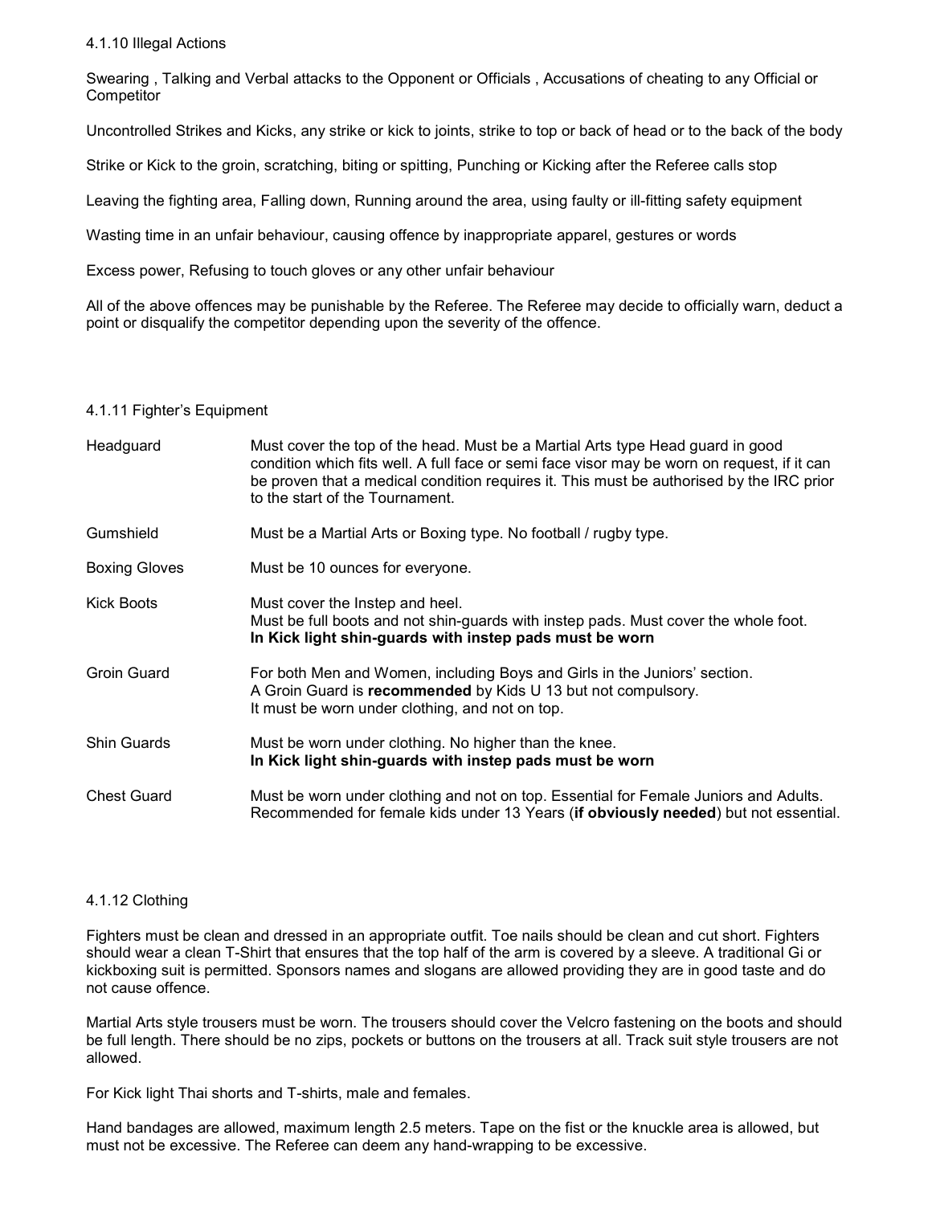4.1.10 Illegal Actions

Swearing , Talking and Verbal attacks to the Opponent or Officials , Accusations of cheating to any Official or Competitor

Uncontrolled Strikes and Kicks, any strike or kick to joints, strike to top or back of head or to the back of the body

Strike or Kick to the groin, scratching, biting or spitting, Punching or Kicking after the Referee calls stop

Leaving the fighting area, Falling down, Running around the area, using faulty or ill-fitting safety equipment

Wasting time in an unfair behaviour, causing offence by inappropriate apparel, gestures or words

Excess power, Refusing to touch gloves or any other unfair behaviour

All of the above offences may be punishable by the Referee. The Referee may decide to officially warn, deduct a point or disqualify the competitor depending upon the severity of the offence.

4.1.11 Fighter's Equipment

| | |
|---|---|
| Headguard | Must cover the top of the head. Must be a Martial Arts type Head guard in good condition which fits well. A full face or semi face visor may be worn on request, if it can be proven that a medical condition requires it. This must be authorised by the IRC prior to the start of the Tournament. |
| Gumshield | Must be a Martial Arts or Boxing type. No football / rugby type. |
| Boxing Gloves | Must be 10 ounces for everyone. |
| Kick Boots | Must cover the Instep and heel.<br>Must be full boots and not shin-guards with instep pads. Must cover the whole foot.<br>**In Kick light shin-guards with instep pads must be worn** |
| Groin Guard | For both Men and Women, including Boys and Girls in the Juniors' section.<br>A Groin Guard is **recommended** by Kids U 13 but not compulsory.<br>It must be worn under clothing, and not on top. |
| Shin Guards | Must be worn under clothing. No higher than the knee.<br>**In Kick light shin-guards with instep pads must be worn** |
| Chest Guard | Must be worn under clothing and not on top. Essential for Female Juniors and Adults. Recommended for female kids under 13 Years (**if obviously needed**) but not essential. |

4.1.12 Clothing

Fighters must be clean and dressed in an appropriate outfit. Toe nails should be clean and cut short. Fighters should wear a clean T-Shirt that ensures that the top half of the arm is covered by a sleeve. A traditional Gi or kickboxing suit is permitted. Sponsors names and slogans are allowed providing they are in good taste and do not cause offence.

Martial Arts style trousers must be worn. The trousers should cover the Velcro fastening on the boots and should be full length. There should be no zips, pockets or buttons on the trousers at all. Track suit style trousers are not allowed.

For Kick light Thai shorts and T-shirts, male and females.

Hand bandages are allowed, maximum length 2.5 meters. Tape on the fist or the knuckle area is allowed, but must not be excessive. The Referee can deem any hand-wrapping to be excessive.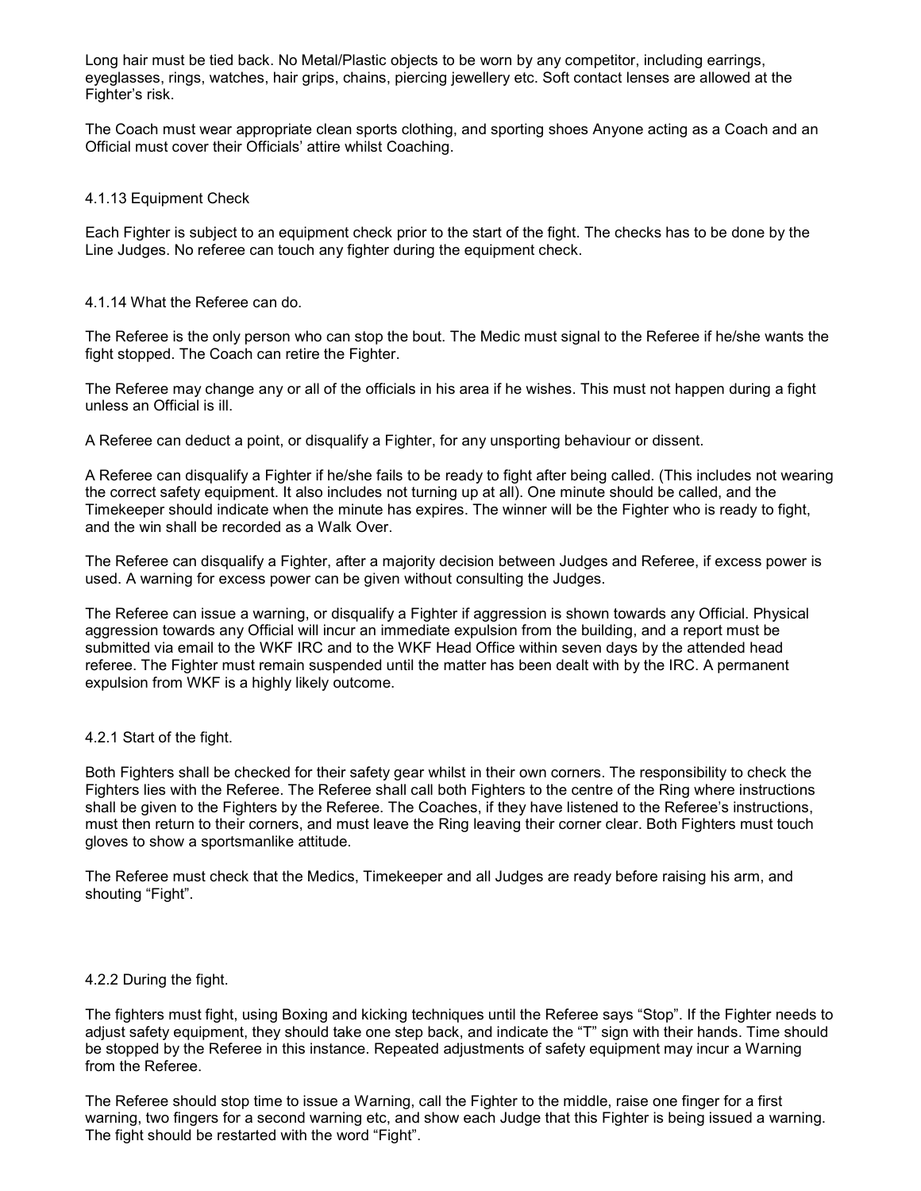Long hair must be tied back. No Metal/Plastic objects to be worn by any competitor, including earrings, eyeglasses, rings, watches, hair grips, chains, piercing jewellery etc. Soft contact lenses are allowed at the Fighter's risk.

The Coach must wear appropriate clean sports clothing, and sporting shoes Anyone acting as a Coach and an Official must cover their Officials' attire whilst Coaching.

### 4.1.13 Equipment Check

Each Fighter is subject to an equipment check prior to the start of the fight. The checks has to be done by the Line Judges. No referee can touch any fighter during the equipment check.

### 4.1.14 What the Referee can do.

The Referee is the only person who can stop the bout. The Medic must signal to the Referee if he/she wants the fight stopped. The Coach can retire the Fighter.

The Referee may change any or all of the officials in his area if he wishes. This must not happen during a fight unless an Official is ill.

A Referee can deduct a point, or disqualify a Fighter, for any unsporting behaviour or dissent.

A Referee can disqualify a Fighter if he/she fails to be ready to fight after being called. (This includes not wearing the correct safety equipment. It also includes not turning up at all). One minute should be called, and the Timekeeper should indicate when the minute has expires. The winner will be the Fighter who is ready to fight, and the win shall be recorded as a Walk Over.

The Referee can disqualify a Fighter, after a majority decision between Judges and Referee, if excess power is used. A warning for excess power can be given without consulting the Judges.

The Referee can issue a warning, or disqualify a Fighter if aggression is shown towards any Official. Physical aggression towards any Official will incur an immediate expulsion from the building, and a report must be submitted via email to the WKF IRC and to the WKF Head Office within seven days by the attended head referee. The Fighter must remain suspended until the matter has been dealt with by the IRC. A permanent expulsion from WKF is a highly likely outcome.

### 4.2.1 Start of the fight.

Both Fighters shall be checked for their safety gear whilst in their own corners. The responsibility to check the Fighters lies with the Referee. The Referee shall call both Fighters to the centre of the Ring where instructions shall be given to the Fighters by the Referee. The Coaches, if they have listened to the Referee's instructions, must then return to their corners, and must leave the Ring leaving their corner clear. Both Fighters must touch gloves to show a sportsmanlike attitude.

The Referee must check that the Medics, Timekeeper and all Judges are ready before raising his arm, and shouting "Fight".

### 4.2.2 During the fight.

The fighters must fight, using Boxing and kicking techniques until the Referee says "Stop". If the Fighter needs to adjust safety equipment, they should take one step back, and indicate the "T" sign with their hands. Time should be stopped by the Referee in this instance. Repeated adjustments of safety equipment may incur a Warning from the Referee.

The Referee should stop time to issue a Warning, call the Fighter to the middle, raise one finger for a first warning, two fingers for a second warning etc, and show each Judge that this Fighter is being issued a warning. The fight should be restarted with the word "Fight".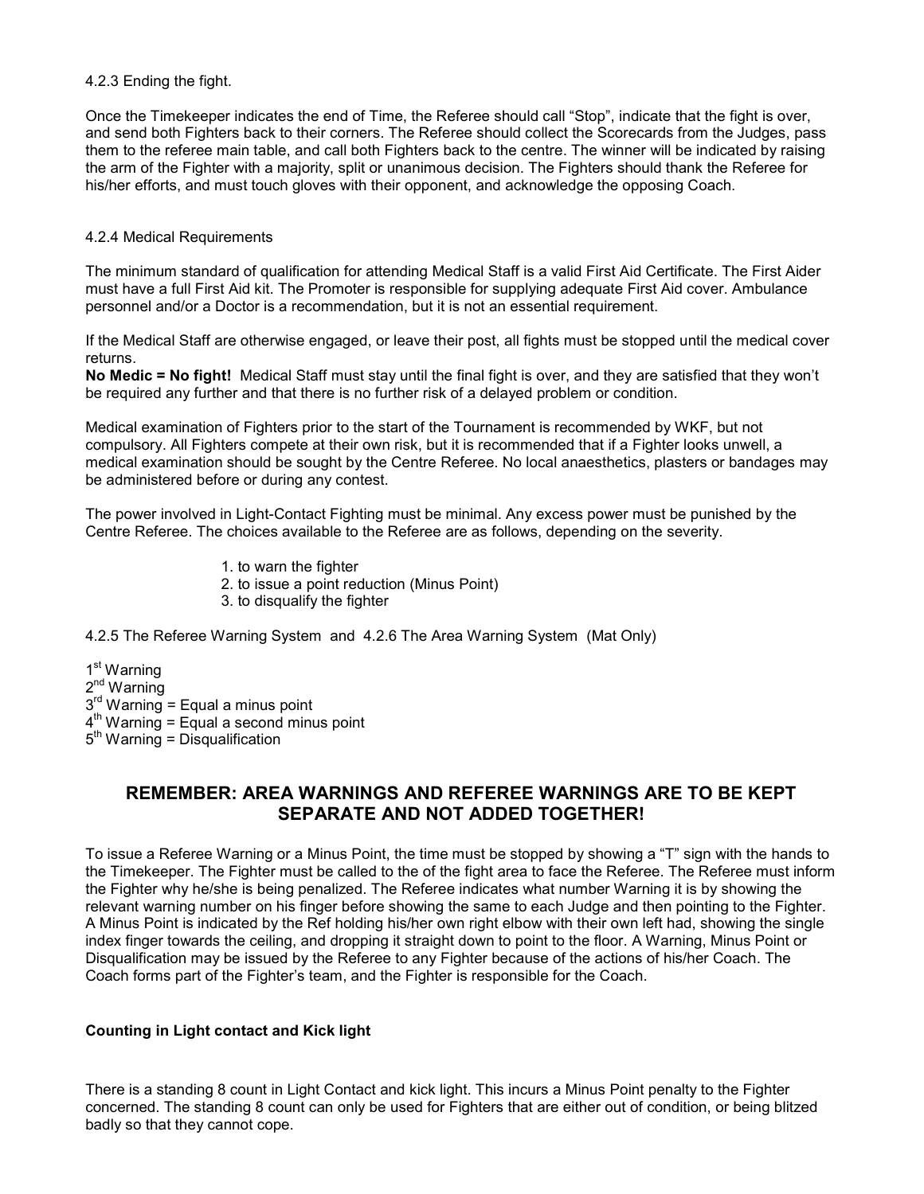4.2.3 Ending the fight.

Once the Timekeeper indicates the end of Time, the Referee should call “Stop”, indicate that the fight is over, and send both Fighters back to their corners. The Referee should collect the Scorecards from the Judges, pass them to the referee main table, and call both Fighters back to the centre. The winner will be indicated by raising the arm of the Fighter with a majority, split or unanimous decision. The Fighters should thank the Referee for his/her efforts, and must touch gloves with their opponent, and acknowledge the opposing Coach.

4.2.4 Medical Requirements

The minimum standard of qualification for attending Medical Staff is a valid First Aid Certificate. The First Aider must have a full First Aid kit. The Promoter is responsible for supplying adequate First Aid cover. Ambulance personnel and/or a Doctor is a recommendation, but it is not an essential requirement.

If the Medical Staff are otherwise engaged, or leave their post, all fights must be stopped until the medical cover returns.
**No Medic = No fight!** Medical Staff must stay until the final fight is over, and they are satisfied that they won’t be required any further and that there is no further risk of a delayed problem or condition.

Medical examination of Fighters prior to the start of the Tournament is recommended by WKF, but not compulsory. All Fighters compete at their own risk, but it is recommended that if a Fighter looks unwell, a medical examination should be sought by the Centre Referee. No local anaesthetics, plasters or bandages may be administered before or during any contest.

The power involved in Light-Contact Fighting must be minimal. Any excess power must be punished by the Centre Referee. The choices available to the Referee are as follows, depending on the severity.

1. to warn the fighter
2. to issue a point reduction (Minus Point)
3. to disqualify the fighter

4.2.5 The Referee Warning System and 4.2.6 The Area Warning System (Mat Only)

1st Warning
2nd Warning
3rd Warning = Equal a minus point
4th Warning = Equal a second minus point
5th Warning = Disqualification

## REMEMBER: AREA WARNINGS AND REFEREE WARNINGS ARE TO BE KEPT SEPARATE AND NOT ADDED TOGETHER!

To issue a Referee Warning or a Minus Point, the time must be stopped by showing a “T” sign with the hands to the Timekeeper. The Fighter must be called to the of the fight area to face the Referee. The Referee must inform the Fighter why he/she is being penalized. The Referee indicates what number Warning it is by showing the relevant warning number on his finger before showing the same to each Judge and then pointing to the Fighter. A Minus Point is indicated by the Ref holding his/her own right elbow with their own left had, showing the single index finger towards the ceiling, and dropping it straight down to point to the floor. A Warning, Minus Point or Disqualification may be issued by the Referee to any Fighter because of the actions of his/her Coach. The Coach forms part of the Fighter’s team, and the Fighter is responsible for the Coach.

**Counting in Light contact and Kick light**

There is a standing 8 count in Light Contact and kick light. This incurs a Minus Point penalty to the Fighter concerned. The standing 8 count can only be used for Fighters that are either out of condition, or being blitzed badly so that they cannot cope.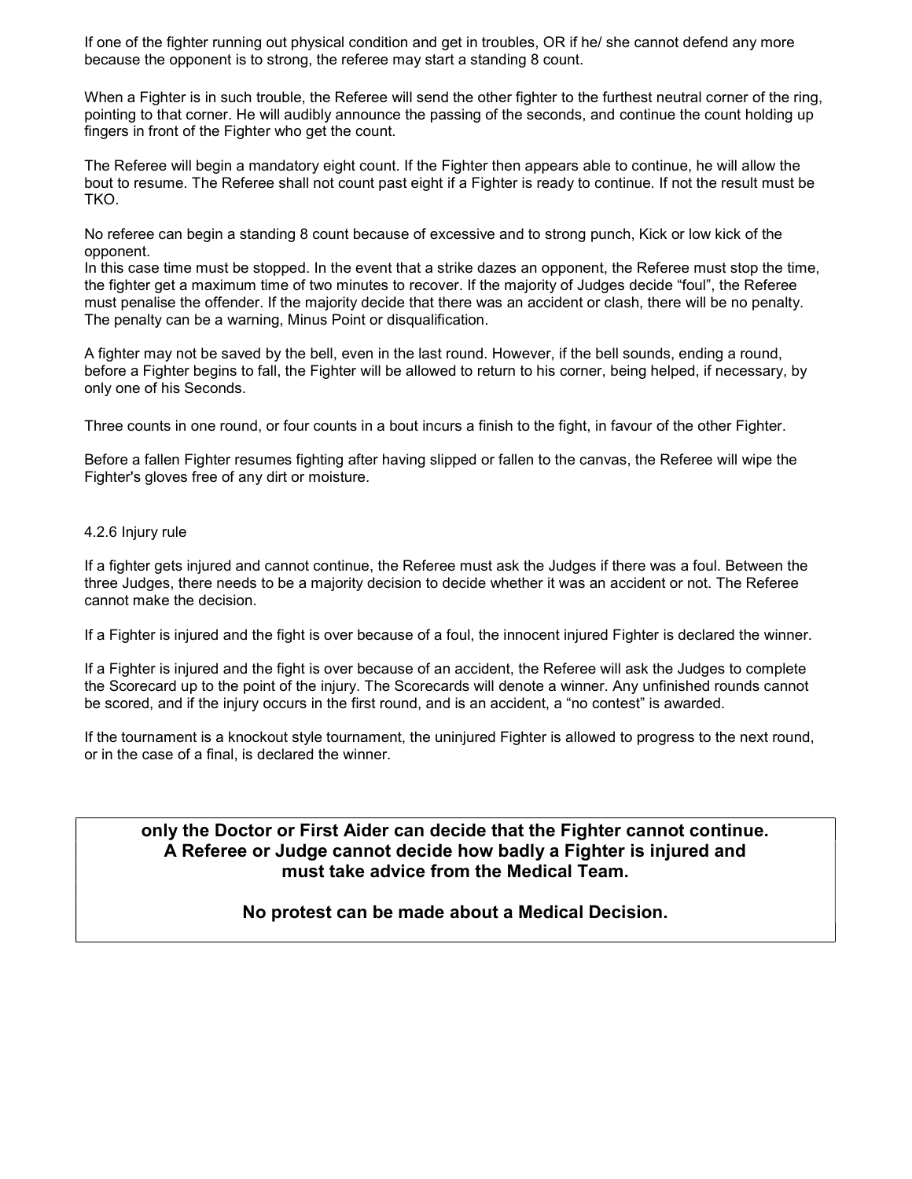If one of the fighter running out physical condition and get in troubles, OR if he/ she cannot defend any more because the opponent is to strong, the referee may start a standing 8 count.

When a Fighter is in such trouble, the Referee will send the other fighter to the furthest neutral corner of the ring, pointing to that corner. He will audibly announce the passing of the seconds, and continue the count holding up fingers in front of the Fighter who get the count.

The Referee will begin a mandatory eight count. If the Fighter then appears able to continue, he will allow the bout to resume. The Referee shall not count past eight if a Fighter is ready to continue. If not the result must be TKO.

No referee can begin a standing 8 count because of excessive and to strong punch, Kick or low kick of the opponent.
In this case time must be stopped. In the event that a strike dazes an opponent, the Referee must stop the time, the fighter get a maximum time of two minutes to recover. If the majority of Judges decide "foul", the Referee must penalise the offender. If the majority decide that there was an accident or clash, there will be no penalty. The penalty can be a warning, Minus Point or disqualification.

A fighter may not be saved by the bell, even in the last round. However, if the bell sounds, ending a round, before a Fighter begins to fall, the Fighter will be allowed to return to his corner, being helped, if necessary, by only one of his Seconds.

Three counts in one round, or four counts in a bout incurs a finish to the fight, in favour of the other Fighter.

Before a fallen Fighter resumes fighting after having slipped or fallen to the canvas, the Referee will wipe the Fighter's gloves free of any dirt or moisture.

4.2.6 Injury rule

If a fighter gets injured and cannot continue, the Referee must ask the Judges if there was a foul. Between the three Judges, there needs to be a majority decision to decide whether it was an accident or not. The Referee cannot make the decision.

If a Fighter is injured and the fight is over because of a foul, the innocent injured Fighter is declared the winner.

If a Fighter is injured and the fight is over because of an accident, the Referee will ask the Judges to complete the Scorecard up to the point of the injury. The Scorecards will denote a winner. Any unfinished rounds cannot be scored, and if the injury occurs in the first round, and is an accident, a "no contest" is awarded.

If the tournament is a knockout style tournament, the uninjured Fighter is allowed to progress to the next round, or in the case of a final, is declared the winner.

**only the Doctor or First Aider can decide that the Fighter cannot continue. A Referee or Judge cannot decide how badly a Fighter is injured and must take advice from the Medical Team.**

**No protest can be made about a Medical Decision.**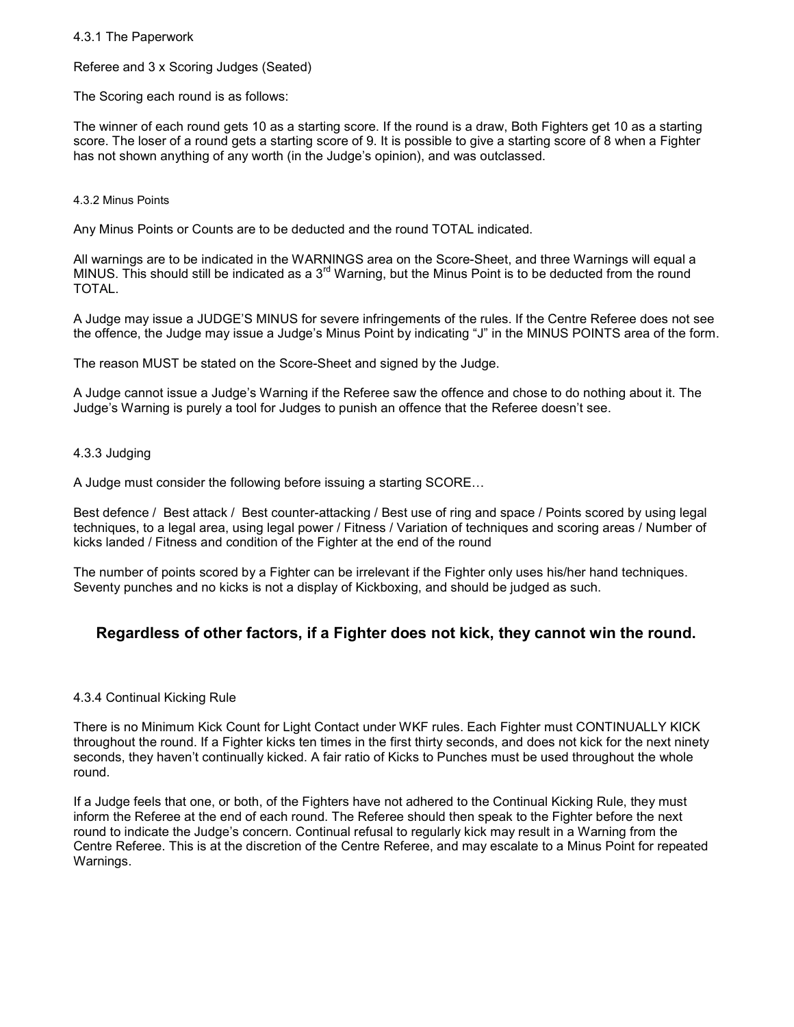### 4.3.1 The Paperwork

Referee and 3 x Scoring Judges (Seated)

The Scoring each round is as follows:

The winner of each round gets 10 as a starting score. If the round is a draw, Both Fighters get 10 as a starting score. The loser of a round gets a starting score of 9. It is possible to give a starting score of 8 when a Fighter has not shown anything of any worth (in the Judge's opinion), and was outclassed.

#### 4.3.2 Minus Points

Any Minus Points or Counts are to be deducted and the round TOTAL indicated.

All warnings are to be indicated in the WARNINGS area on the Score-Sheet, and three Warnings will equal a MINUS. This should still be indicated as a 3rd Warning, but the Minus Point is to be deducted from the round TOTAL.

A Judge may issue a JUDGE'S MINUS for severe infringements of the rules. If the Centre Referee does not see the offence, the Judge may issue a Judge's Minus Point by indicating "J" in the MINUS POINTS area of the form.

The reason MUST be stated on the Score-Sheet and signed by the Judge.

A Judge cannot issue a Judge's Warning if the Referee saw the offence and chose to do nothing about it. The Judge's Warning is purely a tool for Judges to punish an offence that the Referee doesn't see.

### 4.3.3 Judging

A Judge must consider the following before issuing a starting SCORE…

Best defence / Best attack / Best counter-attacking / Best use of ring and space / Points scored by using legal techniques, to a legal area, using legal power / Fitness / Variation of techniques and scoring areas / Number of kicks landed / Fitness and condition of the Fighter at the end of the round

The number of points scored by a Fighter can be irrelevant if the Fighter only uses his/her hand techniques. Seventy punches and no kicks is not a display of Kickboxing, and should be judged as such.

**Regardless of other factors, if a Fighter does not kick, they cannot win the round.**

### 4.3.4 Continual Kicking Rule

There is no Minimum Kick Count for Light Contact under WKF rules. Each Fighter must CONTINUALLY KICK throughout the round. If a Fighter kicks ten times in the first thirty seconds, and does not kick for the next ninety seconds, they haven't continually kicked. A fair ratio of Kicks to Punches must be used throughout the whole round.

If a Judge feels that one, or both, of the Fighters have not adhered to the Continual Kicking Rule, they must inform the Referee at the end of each round. The Referee should then speak to the Fighter before the next round to indicate the Judge's concern. Continual refusal to regularly kick may result in a Warning from the Centre Referee. This is at the discretion of the Centre Referee, and may escalate to a Minus Point for repeated Warnings.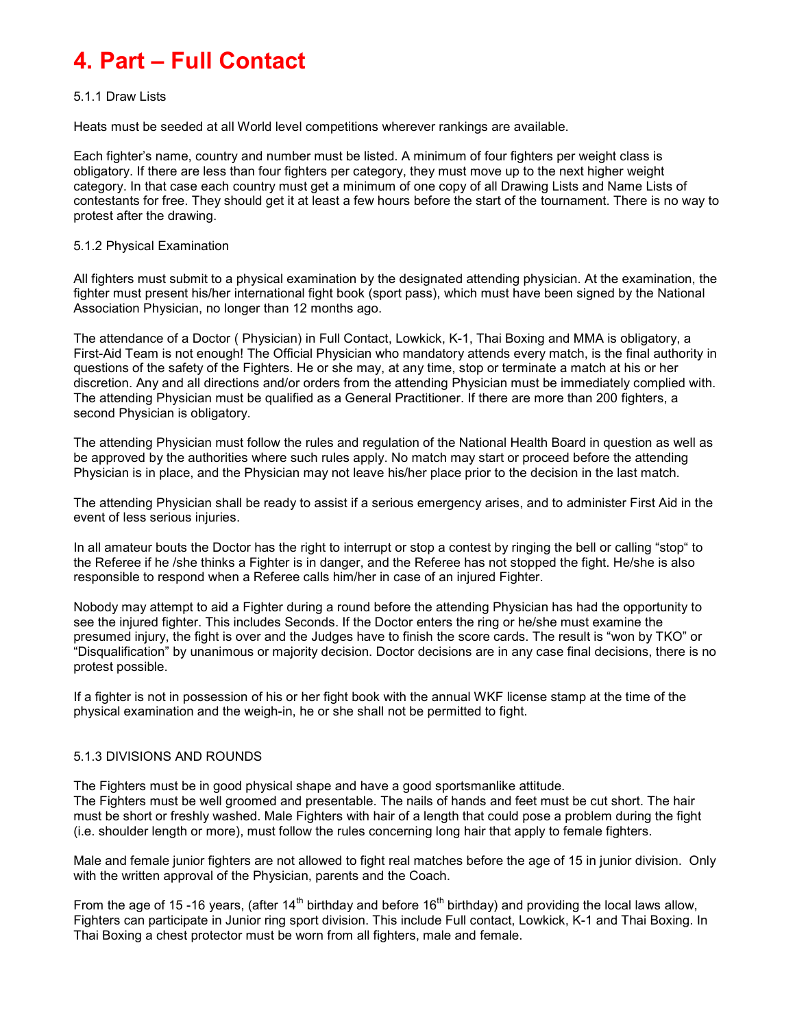# 4. Part – Full Contact

5.1.1 Draw Lists

Heats must be seeded at all World level competitions wherever rankings are available.

Each fighter's name, country and number must be listed. A minimum of four fighters per weight class is obligatory. If there are less than four fighters per category, they must move up to the next higher weight category. In that case each country must get a minimum of one copy of all Drawing Lists and Name Lists of contestants for free. They should get it at least a few hours before the start of the tournament. There is no way to protest after the drawing.

5.1.2 Physical Examination

All fighters must submit to a physical examination by the designated attending physician. At the examination, the fighter must present his/her international fight book (sport pass), which must have been signed by the National Association Physician, no longer than 12 months ago.

The attendance of a Doctor ( Physician) in Full Contact, Lowkick, K-1, Thai Boxing and MMA is obligatory, a First-Aid Team is not enough! The Official Physician who mandatory attends every match, is the final authority in questions of the safety of the Fighters. He or she may, at any time, stop or terminate a match at his or her discretion. Any and all directions and/or orders from the attending Physician must be immediately complied with. The attending Physician must be qualified as a General Practitioner. If there are more than 200 fighters, a second Physician is obligatory.

The attending Physician must follow the rules and regulation of the National Health Board in question as well as be approved by the authorities where such rules apply. No match may start or proceed before the attending Physician is in place, and the Physician may not leave his/her place prior to the decision in the last match.

The attending Physician shall be ready to assist if a serious emergency arises, and to administer First Aid in the event of less serious injuries.

In all amateur bouts the Doctor has the right to interrupt or stop a contest by ringing the bell or calling "stop" to the Referee if he /she thinks a Fighter is in danger, and the Referee has not stopped the fight. He/she is also responsible to respond when a Referee calls him/her in case of an injured Fighter.

Nobody may attempt to aid a Fighter during a round before the attending Physician has had the opportunity to see the injured fighter. This includes Seconds. If the Doctor enters the ring or he/she must examine the presumed injury, the fight is over and the Judges have to finish the score cards. The result is "won by TKO" or "Disqualification" by unanimous or majority decision. Doctor decisions are in any case final decisions, there is no protest possible.

If a fighter is not in possession of his or her fight book with the annual WKF license stamp at the time of the physical examination and the weigh-in, he or she shall not be permitted to fight.

5.1.3 DIVISIONS AND ROUNDS

The Fighters must be in good physical shape and have a good sportsmanlike attitude.
The Fighters must be well groomed and presentable. The nails of hands and feet must be cut short. The hair must be short or freshly washed. Male Fighters with hair of a length that could pose a problem during the fight (i.e. shoulder length or more), must follow the rules concerning long hair that apply to female fighters.

Male and female junior fighters are not allowed to fight real matches before the age of 15 in junior division. Only with the written approval of the Physician, parents and the Coach.

From the age of 15 -16 years, (after 14th birthday and before 16th birthday) and providing the local laws allow, Fighters can participate in Junior ring sport division. This include Full contact, Lowkick, K-1 and Thai Boxing. In Thai Boxing a chest protector must be worn from all fighters, male and female.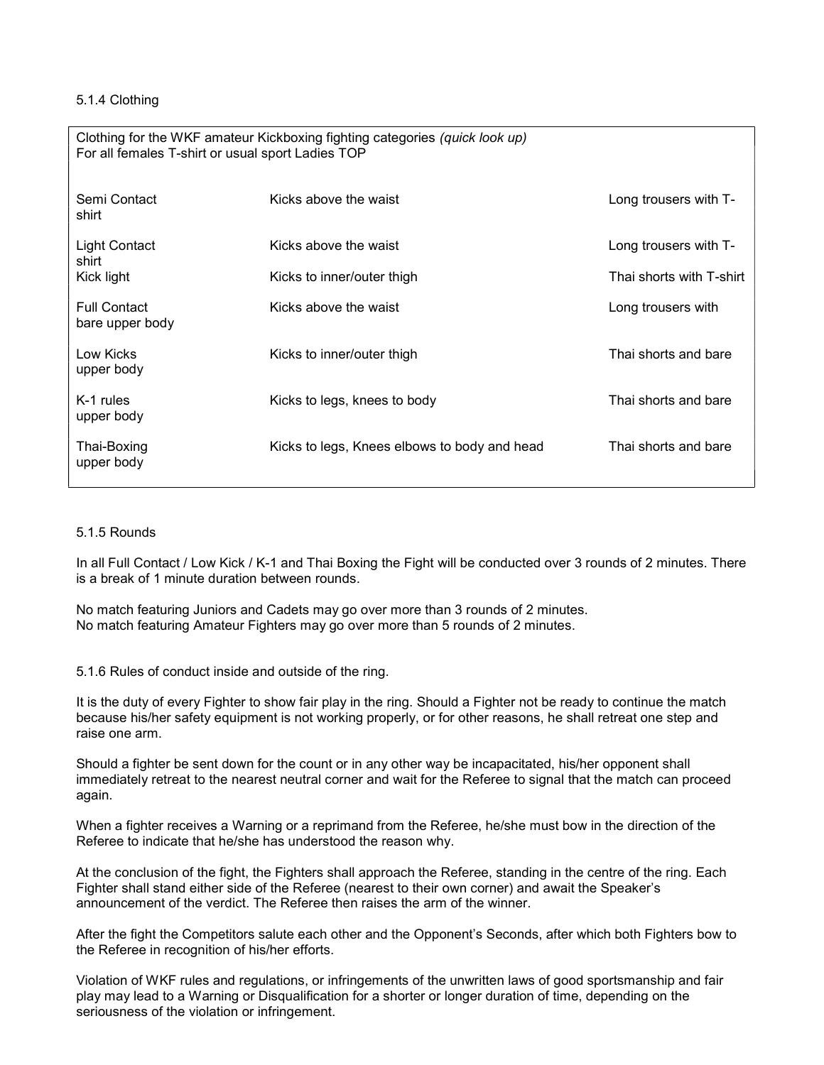5.1.4 Clothing

Clothing for the WKF amateur Kickboxing fighting categories *(quick look up)*
For all females T-shirt or usual sport Ladies TOP

| Category | Kicks | Clothing |
|---|---|---|
| Semi Contact | Kicks above the waist | Long trousers with T-shirt |
| Light Contact | Kicks above the waist | Long trousers with T-shirt |
| Kick light | Kicks to inner/outer thigh | Thai shorts with T-shirt |
| Full Contact | Kicks above the waist | Long trousers with bare upper body |
| Low Kicks | Kicks to inner/outer thigh | Thai shorts and bare upper body |
| K-1 rules | Kicks to legs, knees to body | Thai shorts and bare upper body |
| Thai-Boxing | Kicks to legs, Knees elbows to body and head | Thai shorts and bare upper body |

5.1.5 Rounds

In all Full Contact / Low Kick / K-1 and Thai Boxing the Fight will be conducted over 3 rounds of 2 minutes. There is a break of 1 minute duration between rounds.

No match featuring Juniors and Cadets may go over more than 3 rounds of 2 minutes.
No match featuring Amateur Fighters may go over more than 5 rounds of 2 minutes.

5.1.6 Rules of conduct inside and outside of the ring.

It is the duty of every Fighter to show fair play in the ring. Should a Fighter not be ready to continue the match because his/her safety equipment is not working properly, or for other reasons, he shall retreat one step and raise one arm.

Should a fighter be sent down for the count or in any other way be incapacitated, his/her opponent shall immediately retreat to the nearest neutral corner and wait for the Referee to signal that the match can proceed again.

When a fighter receives a Warning or a reprimand from the Referee, he/she must bow in the direction of the Referee to indicate that he/she has understood the reason why.

At the conclusion of the fight, the Fighters shall approach the Referee, standing in the centre of the ring. Each Fighter shall stand either side of the Referee (nearest to their own corner) and await the Speaker's announcement of the verdict. The Referee then raises the arm of the winner.

After the fight the Competitors salute each other and the Opponent's Seconds, after which both Fighters bow to the Referee in recognition of his/her efforts.

Violation of WKF rules and regulations, or infringements of the unwritten laws of good sportsmanship and fair play may lead to a Warning or Disqualification for a shorter or longer duration of time, depending on the seriousness of the violation or infringement.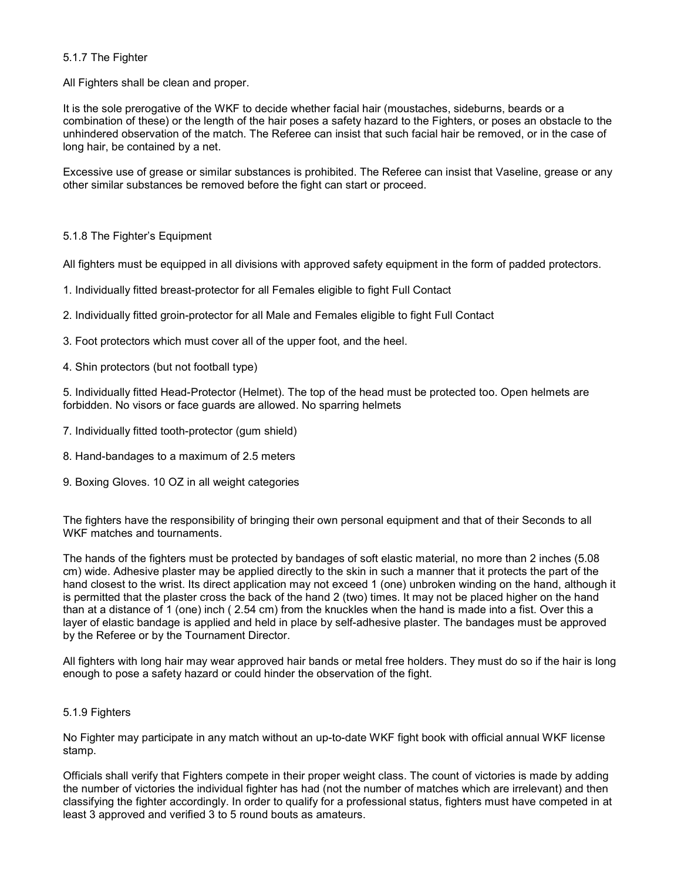### 5.1.7 The Fighter

All Fighters shall be clean and proper.

It is the sole prerogative of the WKF to decide whether facial hair (moustaches, sideburns, beards or a combination of these) or the length of the hair poses a safety hazard to the Fighters, or poses an obstacle to the unhindered observation of the match. The Referee can insist that such facial hair be removed, or in the case of long hair, be contained by a net.

Excessive use of grease or similar substances is prohibited. The Referee can insist that Vaseline, grease or any other similar substances be removed before the fight can start or proceed.

### 5.1.8 The Fighter's Equipment

All fighters must be equipped in all divisions with approved safety equipment in the form of padded protectors.

1. Individually fitted breast-protector for all Females eligible to fight Full Contact

2. Individually fitted groin-protector for all Male and Females eligible to fight Full Contact

3. Foot protectors which must cover all of the upper foot, and the heel.

4. Shin protectors (but not football type)

5. Individually fitted Head-Protector (Helmet). The top of the head must be protected too. Open helmets are forbidden. No visors or face guards are allowed. No sparring helmets

7. Individually fitted tooth-protector (gum shield)

8. Hand-bandages to a maximum of 2.5 meters

9. Boxing Gloves. 10 OZ in all weight categories

The fighters have the responsibility of bringing their own personal equipment and that of their Seconds to all WKF matches and tournaments.

The hands of the fighters must be protected by bandages of soft elastic material, no more than 2 inches (5.08 cm) wide. Adhesive plaster may be applied directly to the skin in such a manner that it protects the part of the hand closest to the wrist. Its direct application may not exceed 1 (one) unbroken winding on the hand, although it is permitted that the plaster cross the back of the hand 2 (two) times. It may not be placed higher on the hand than at a distance of 1 (one) inch ( 2.54 cm) from the knuckles when the hand is made into a fist. Over this a layer of elastic bandage is applied and held in place by self-adhesive plaster. The bandages must be approved by the Referee or by the Tournament Director.

All fighters with long hair may wear approved hair bands or metal free holders. They must do so if the hair is long enough to pose a safety hazard or could hinder the observation of the fight.

### 5.1.9 Fighters

No Fighter may participate in any match without an up-to-date WKF fight book with official annual WKF license stamp.

Officials shall verify that Fighters compete in their proper weight class. The count of victories is made by adding the number of victories the individual fighter has had (not the number of matches which are irrelevant) and then classifying the fighter accordingly. In order to qualify for a professional status, fighters must have competed in at least 3 approved and verified 3 to 5 round bouts as amateurs.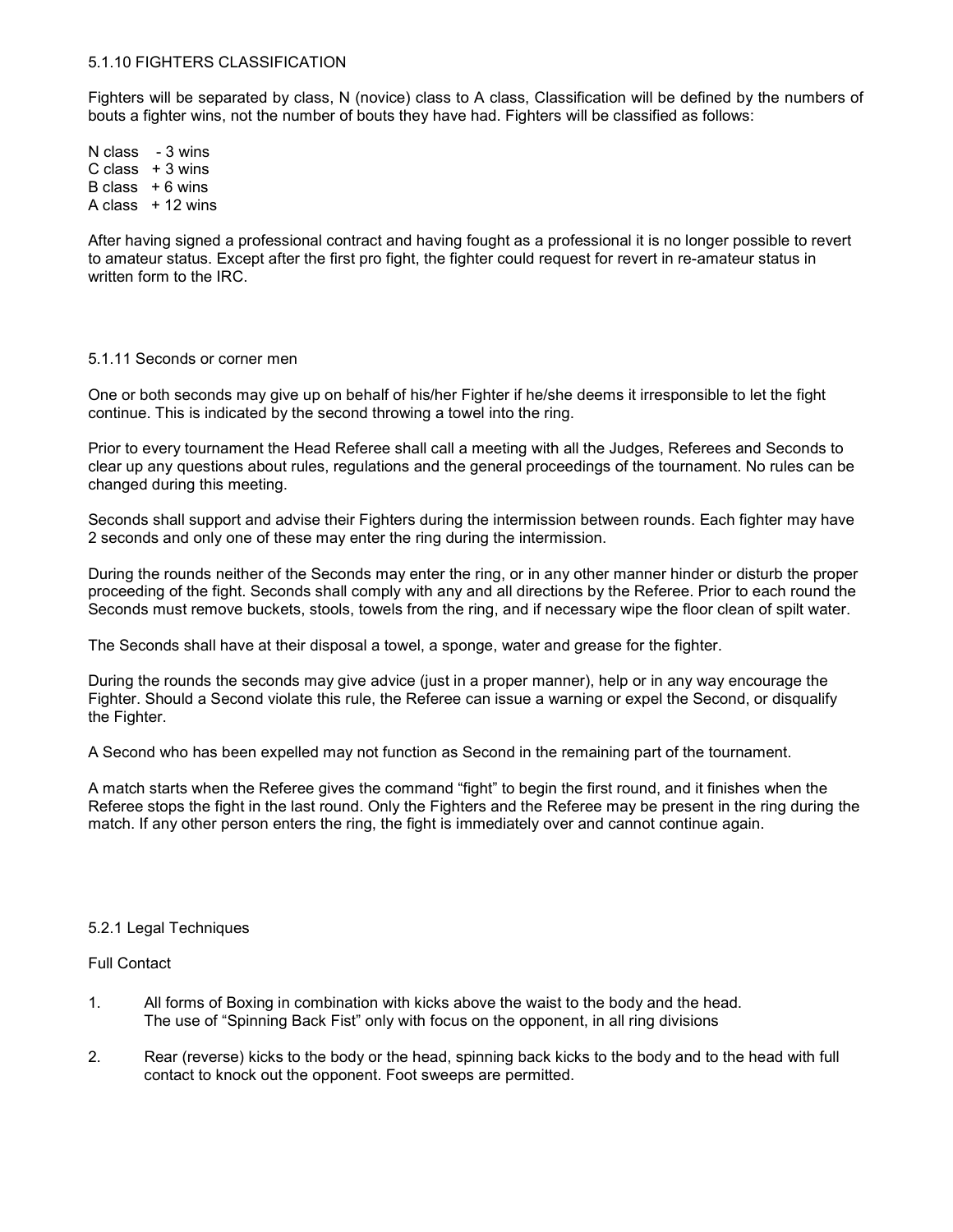### 5.1.10 FIGHTERS CLASSIFICATION

Fighters will be separated by class, N (novice) class to A class, Classification will be defined by the numbers of bouts a fighter wins, not the number of bouts they have had. Fighters will be classified as follows:

N class - 3 wins
C class + 3 wins
B class + 6 wins
A class + 12 wins

After having signed a professional contract and having fought as a professional it is no longer possible to revert to amateur status. Except after the first pro fight, the fighter could request for revert in re-amateur status in written form to the IRC.

### 5.1.11 Seconds or corner men

One or both seconds may give up on behalf of his/her Fighter if he/she deems it irresponsible to let the fight continue. This is indicated by the second throwing a towel into the ring.

Prior to every tournament the Head Referee shall call a meeting with all the Judges, Referees and Seconds to clear up any questions about rules, regulations and the general proceedings of the tournament. No rules can be changed during this meeting.

Seconds shall support and advise their Fighters during the intermission between rounds. Each fighter may have 2 seconds and only one of these may enter the ring during the intermission.

During the rounds neither of the Seconds may enter the ring, or in any other manner hinder or disturb the proper proceeding of the fight. Seconds shall comply with any and all directions by the Referee. Prior to each round the Seconds must remove buckets, stools, towels from the ring, and if necessary wipe the floor clean of spilt water.

The Seconds shall have at their disposal a towel, a sponge, water and grease for the fighter.

During the rounds the seconds may give advice (just in a proper manner), help or in any way encourage the Fighter. Should a Second violate this rule, the Referee can issue a warning or expel the Second, or disqualify the Fighter.

A Second who has been expelled may not function as Second in the remaining part of the tournament.

A match starts when the Referee gives the command "fight" to begin the first round, and it finishes when the Referee stops the fight in the last round. Only the Fighters and the Referee may be present in the ring during the match. If any other person enters the ring, the fight is immediately over and cannot continue again.

### 5.2.1 Legal Techniques

Full Contact

1. All forms of Boxing in combination with kicks above the waist to the body and the head.
   The use of "Spinning Back Fist" only with focus on the opponent, in all ring divisions
2. Rear (reverse) kicks to the body or the head, spinning back kicks to the body and to the head with full contact to knock out the opponent. Foot sweeps are permitted.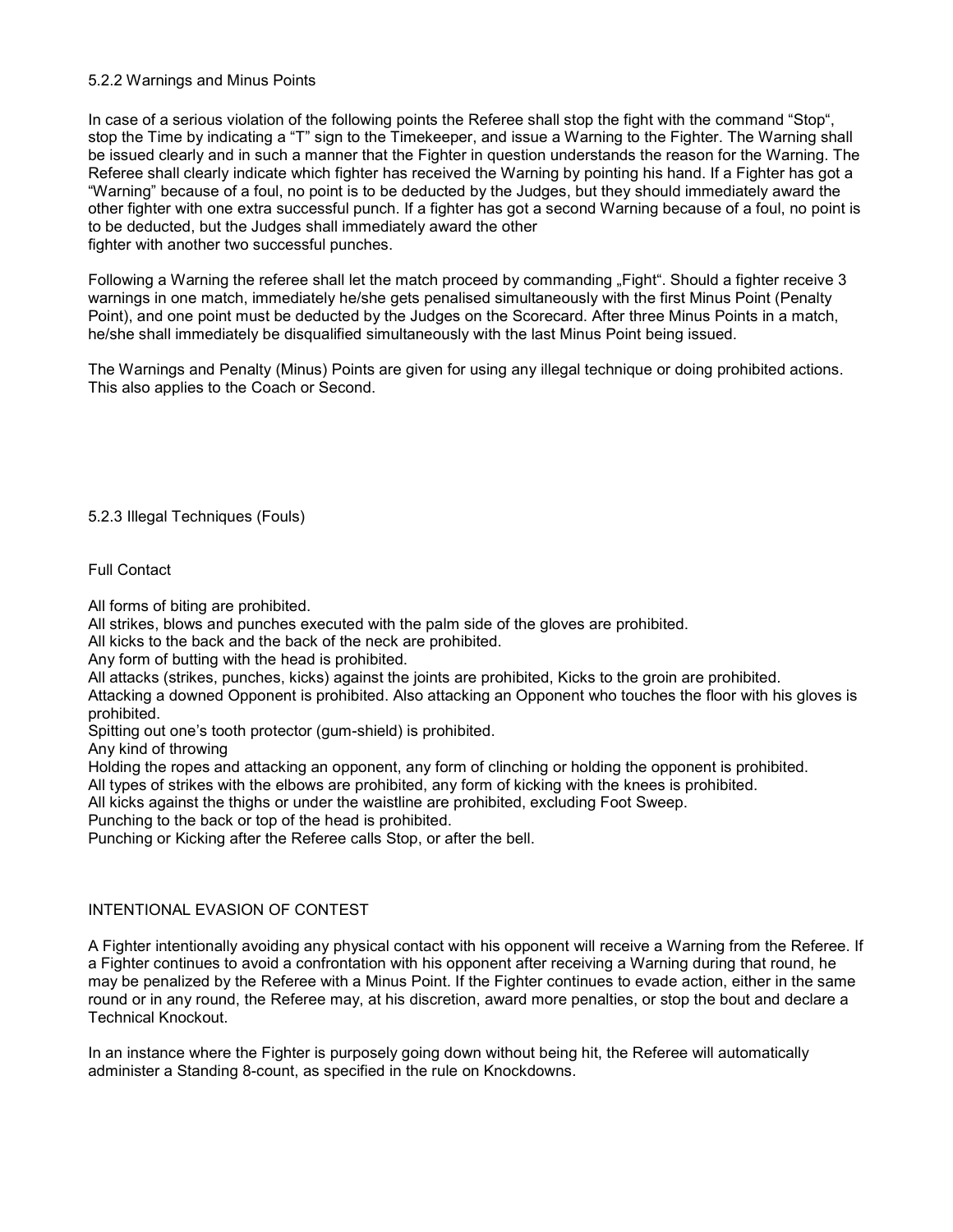### 5.2.2 Warnings and Minus Points

In case of a serious violation of the following points the Referee shall stop the fight with the command "Stop", stop the Time by indicating a "T" sign to the Timekeeper, and issue a Warning to the Fighter. The Warning shall be issued clearly and in such a manner that the Fighter in question understands the reason for the Warning. The Referee shall clearly indicate which fighter has received the Warning by pointing his hand. If a Fighter has got a "Warning" because of a foul, no point is to be deducted by the Judges, but they should immediately award the other fighter with one extra successful punch. If a fighter has got a second Warning because of a foul, no point is to be deducted, but the Judges shall immediately award the other
fighter with another two successful punches.

Following a Warning the referee shall let the match proceed by commanding „Fight". Should a fighter receive 3 warnings in one match, immediately he/she gets penalised simultaneously with the first Minus Point (Penalty Point), and one point must be deducted by the Judges on the Scorecard. After three Minus Points in a match, he/she shall immediately be disqualified simultaneously with the last Minus Point being issued.

The Warnings and Penalty (Minus) Points are given for using any illegal technique or doing prohibited actions. This also applies to the Coach or Second.

### 5.2.3 Illegal Techniques (Fouls)

Full Contact

All forms of biting are prohibited.
All strikes, blows and punches executed with the palm side of the gloves are prohibited.
All kicks to the back and the back of the neck are prohibited.
Any form of butting with the head is prohibited.
All attacks (strikes, punches, kicks) against the joints are prohibited, Kicks to the groin are prohibited.
Attacking a downed Opponent is prohibited. Also attacking an Opponent who touches the floor with his gloves is prohibited.
Spitting out one's tooth protector (gum-shield) is prohibited.
Any kind of throwing
Holding the ropes and attacking an opponent, any form of clinching or holding the opponent is prohibited.
All types of strikes with the elbows are prohibited, any form of kicking with the knees is prohibited.
All kicks against the thighs or under the waistline are prohibited, excluding Foot Sweep.
Punching to the back or top of the head is prohibited.
Punching or Kicking after the Referee calls Stop, or after the bell.

INTENTIONAL EVASION OF CONTEST

A Fighter intentionally avoiding any physical contact with his opponent will receive a Warning from the Referee. If a Fighter continues to avoid a confrontation with his opponent after receiving a Warning during that round, he may be penalized by the Referee with a Minus Point. If the Fighter continues to evade action, either in the same round or in any round, the Referee may, at his discretion, award more penalties, or stop the bout and declare a Technical Knockout.

In an instance where the Fighter is purposely going down without being hit, the Referee will automatically administer a Standing 8-count, as specified in the rule on Knockdowns.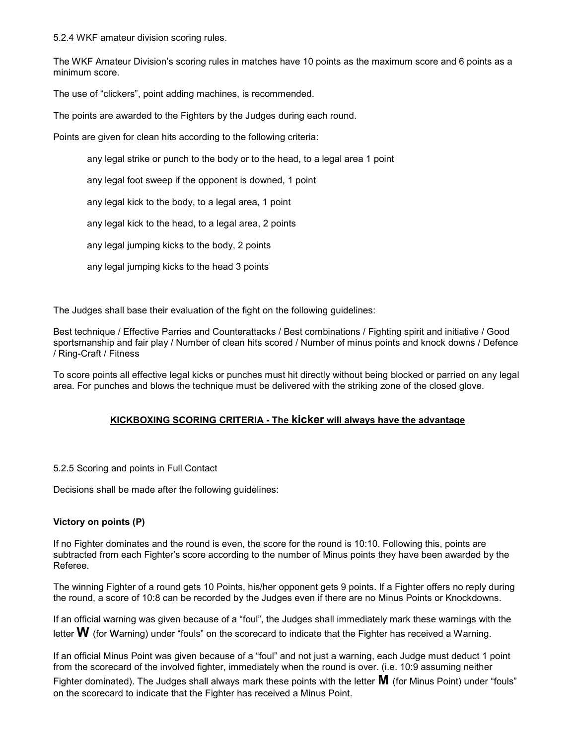5.2.4 WKF amateur division scoring rules.

The WKF Amateur Division's scoring rules in matches have 10 points as the maximum score and 6 points as a minimum score.

The use of "clickers", point adding machines, is recommended.

The points are awarded to the Fighters by the Judges during each round.

Points are given for clean hits according to the following criteria:

- any legal strike or punch to the body or to the head, to a legal area 1 point
- any legal foot sweep if the opponent is downed, 1 point
- any legal kick to the body, to a legal area, 1 point
- any legal kick to the head, to a legal area, 2 points
- any legal jumping kicks to the body, 2 points
- any legal jumping kicks to the head 3 points

The Judges shall base their evaluation of the fight on the following guidelines:

Best technique / Effective Parries and Counterattacks / Best combinations / Fighting spirit and initiative / Good sportsmanship and fair play / Number of clean hits scored / Number of minus points and knock downs / Defence / Ring-Craft / Fitness

To score points all effective legal kicks or punches must hit directly without being blocked or parried on any legal area. For punches and blows the technique must be delivered with the striking zone of the closed glove.

**KICKBOXING SCORING CRITERIA - The kicker will always have the advantage**

5.2.5 Scoring and points in Full Contact

Decisions shall be made after the following guidelines:

**Victory on points (P)**

If no Fighter dominates and the round is even, the score for the round is 10:10. Following this, points are subtracted from each Fighter's score according to the number of Minus points they have been awarded by the Referee.

The winning Fighter of a round gets 10 Points, his/her opponent gets 9 points. If a Fighter offers no reply during the round, a score of 10:8 can be recorded by the Judges even if there are no Minus Points or Knockdowns.

If an official warning was given because of a "foul", the Judges shall immediately mark these warnings with the letter **W** (for Warning) under "fouls" on the scorecard to indicate that the Fighter has received a Warning.

If an official Minus Point was given because of a "foul" and not just a warning, each Judge must deduct 1 point from the scorecard of the involved fighter, immediately when the round is over. (i.e. 10:9 assuming neither Fighter dominated). The Judges shall always mark these points with the letter **M** (for Minus Point) under "fouls" on the scorecard to indicate that the Fighter has received a Minus Point.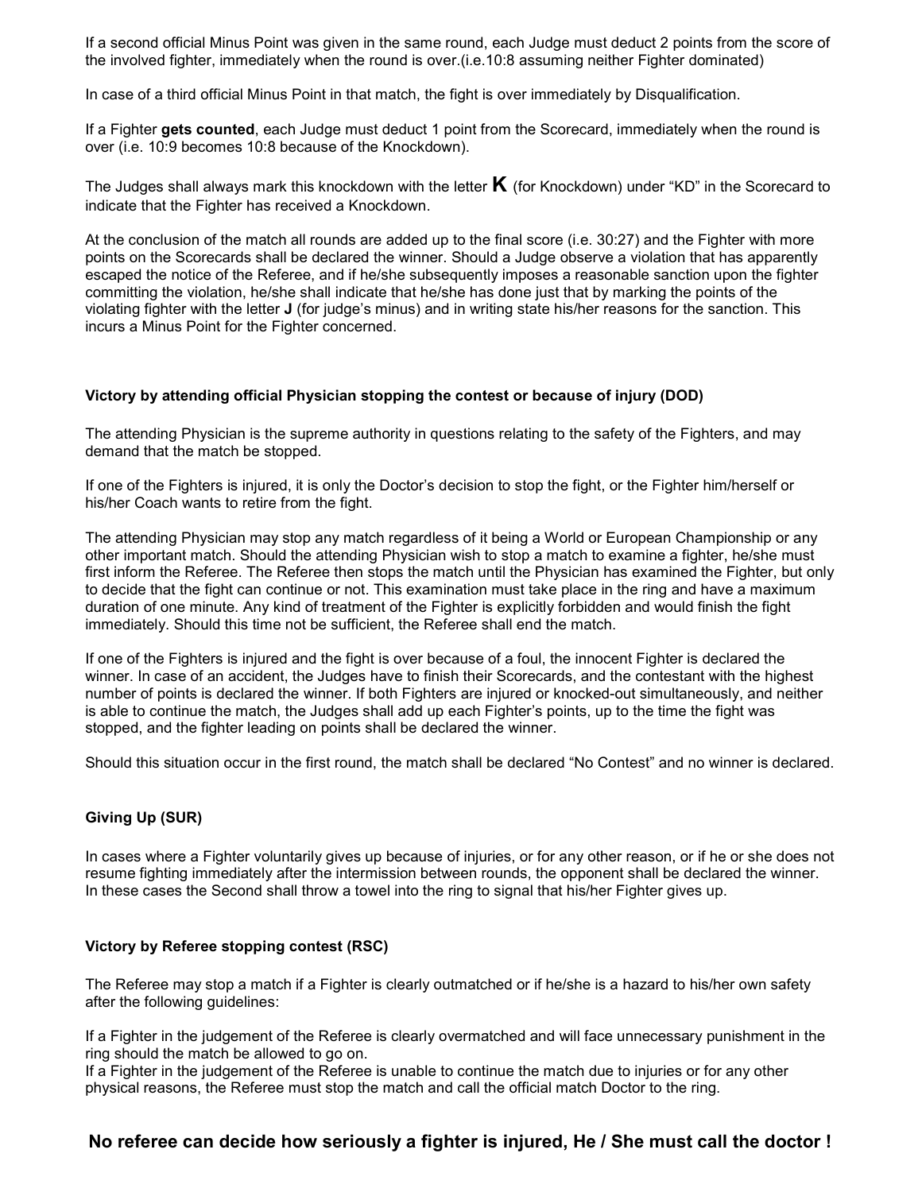If a second official Minus Point was given in the same round, each Judge must deduct 2 points from the score of the involved fighter, immediately when the round is over.(i.e.10:8 assuming neither Fighter dominated)

In case of a third official Minus Point in that match, the fight is over immediately by Disqualification.

If a Fighter **gets counted**, each Judge must deduct 1 point from the Scorecard, immediately when the round is over (i.e. 10:9 becomes 10:8 because of the Knockdown).

The Judges shall always mark this knockdown with the letter **K** (for Knockdown) under "KD" in the Scorecard to indicate that the Fighter has received a Knockdown.

At the conclusion of the match all rounds are added up to the final score (i.e. 30:27) and the Fighter with more points on the Scorecards shall be declared the winner. Should a Judge observe a violation that has apparently escaped the notice of the Referee, and if he/she subsequently imposes a reasonable sanction upon the fighter committing the violation, he/she shall indicate that he/she has done just that by marking the points of the violating fighter with the letter **J** (for judge's minus) and in writing state his/her reasons for the sanction. This incurs a Minus Point for the Fighter concerned.

**Victory by attending official Physician stopping the contest or because of injury (DOD)**

The attending Physician is the supreme authority in questions relating to the safety of the Fighters, and may demand that the match be stopped.

If one of the Fighters is injured, it is only the Doctor's decision to stop the fight, or the Fighter him/herself or his/her Coach wants to retire from the fight.

The attending Physician may stop any match regardless of it being a World or European Championship or any other important match. Should the attending Physician wish to stop a match to examine a fighter, he/she must first inform the Referee. The Referee then stops the match until the Physician has examined the Fighter, but only to decide that the fight can continue or not. This examination must take place in the ring and have a maximum duration of one minute. Any kind of treatment of the Fighter is explicitly forbidden and would finish the fight immediately. Should this time not be sufficient, the Referee shall end the match.

If one of the Fighters is injured and the fight is over because of a foul, the innocent Fighter is declared the winner. In case of an accident, the Judges have to finish their Scorecards, and the contestant with the highest number of points is declared the winner. If both Fighters are injured or knocked-out simultaneously, and neither is able to continue the match, the Judges shall add up each Fighter's points, up to the time the fight was stopped, and the fighter leading on points shall be declared the winner.

Should this situation occur in the first round, the match shall be declared "No Contest" and no winner is declared.

**Giving Up (SUR)**

In cases where a Fighter voluntarily gives up because of injuries, or for any other reason, or if he or she does not resume fighting immediately after the intermission between rounds, the opponent shall be declared the winner. In these cases the Second shall throw a towel into the ring to signal that his/her Fighter gives up.

**Victory by Referee stopping contest (RSC)**

The Referee may stop a match if a Fighter is clearly outmatched or if he/she is a hazard to his/her own safety after the following guidelines:

If a Fighter in the judgement of the Referee is clearly overmatched and will face unnecessary punishment in the ring should the match be allowed to go on.
If a Fighter in the judgement of the Referee is unable to continue the match due to injuries or for any other physical reasons, the Referee must stop the match and call the official match Doctor to the ring.

**No referee can decide how seriously a fighter is injured, He / She must call the doctor !**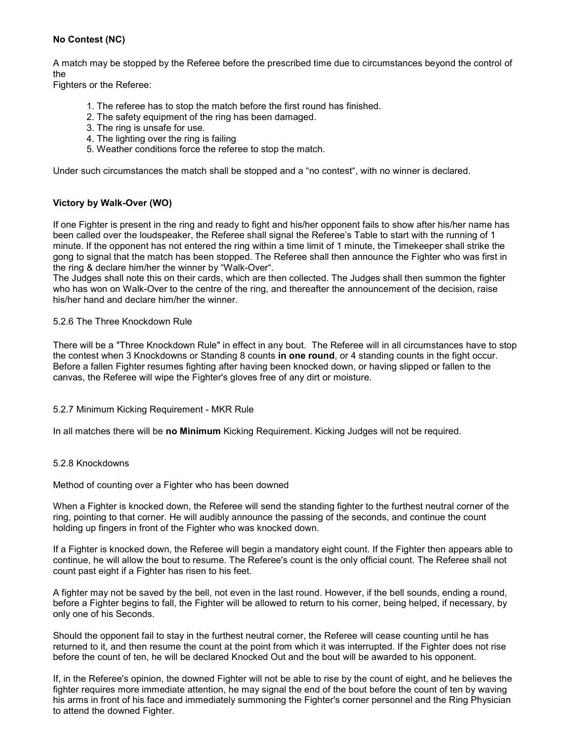**No Contest (NC)**

A match may be stopped by the Referee before the prescribed time due to circumstances beyond the control of the Fighters or the Referee:

1. The referee has to stop the match before the first round has finished.
2. The safety equipment of the ring has been damaged.
3. The ring is unsafe for use.
4. The lighting over the ring is failing
5. Weather conditions force the referee to stop the match.

Under such circumstances the match shall be stopped and a "no contest", with no winner is declared.

**Victory by Walk-Over (WO)**

If one Fighter is present in the ring and ready to fight and his/her opponent fails to show after his/her name has been called over the loudspeaker, the Referee shall signal the Referee's Table to start with the running of 1 minute. If the opponent has not entered the ring within a time limit of 1 minute, the Timekeeper shall strike the gong to signal that the match has been stopped. The Referee shall then announce the Fighter who was first in the ring & declare him/her the winner by "Walk-Over".
The Judges shall note this on their cards, which are then collected. The Judges shall then summon the fighter who has won on Walk-Over to the centre of the ring, and thereafter the announcement of the decision, raise his/her hand and declare him/her the winner.

5.2.6 The Three Knockdown Rule

There will be a "Three Knockdown Rule" in effect in any bout. The Referee will in all circumstances have to stop the contest when 3 Knockdowns or Standing 8 counts **in one round**, or 4 standing counts in the fight occur. Before a fallen Fighter resumes fighting after having been knocked down, or having slipped or fallen to the canvas, the Referee will wipe the Fighter's gloves free of any dirt or moisture.

5.2.7 Minimum Kicking Requirement - MKR Rule

In all matches there will be **no Minimum** Kicking Requirement. Kicking Judges will not be required.

5.2.8 Knockdowns

Method of counting over a Fighter who has been downed

When a Fighter is knocked down, the Referee will send the standing fighter to the furthest neutral corner of the ring, pointing to that corner. He will audibly announce the passing of the seconds, and continue the count holding up fingers in front of the Fighter who was knocked down.

If a Fighter is knocked down, the Referee will begin a mandatory eight count. If the Fighter then appears able to continue, he will allow the bout to resume. The Referee's count is the only official count. The Referee shall not count past eight if a Fighter has risen to his feet.

A fighter may not be saved by the bell, not even in the last round. However, if the bell sounds, ending a round, before a Fighter begins to fall, the Fighter will be allowed to return to his corner, being helped, if necessary, by only one of his Seconds.

Should the opponent fail to stay in the furthest neutral corner, the Referee will cease counting until he has returned to it, and then resume the count at the point from which it was interrupted. If the Fighter does not rise before the count of ten, he will be declared Knocked Out and the bout will be awarded to his opponent.

If, in the Referee's opinion, the downed Fighter will not be able to rise by the count of eight, and he believes the fighter requires more immediate attention, he may signal the end of the bout before the count of ten by waving his arms in front of his face and immediately summoning the Fighter's corner personnel and the Ring Physician to attend the downed Fighter.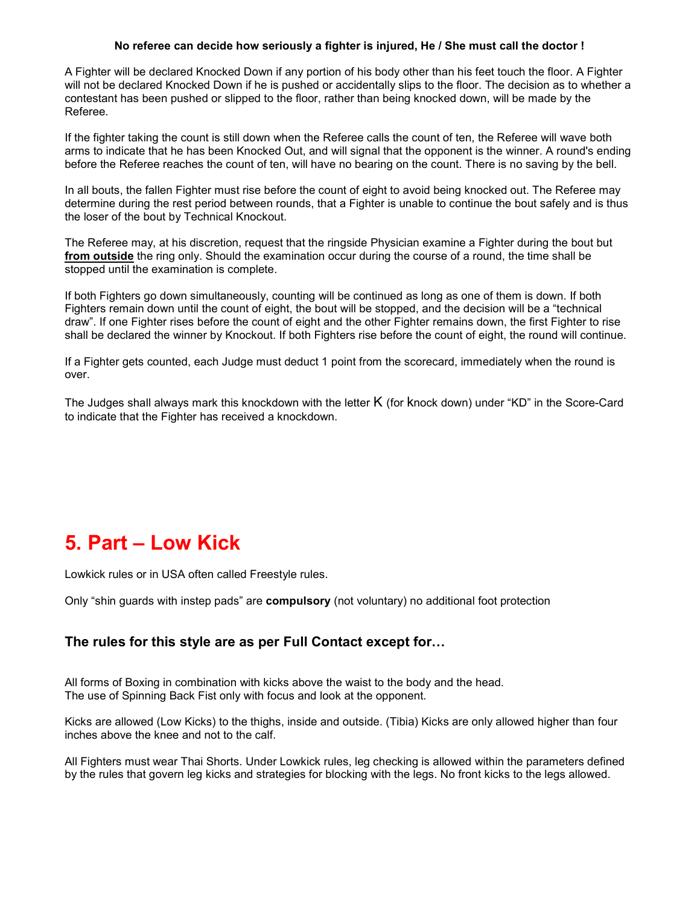**No referee can decide how seriously a fighter is injured, He / She must call the doctor !**

A Fighter will be declared Knocked Down if any portion of his body other than his feet touch the floor. A Fighter will not be declared Knocked Down if he is pushed or accidentally slips to the floor. The decision as to whether a contestant has been pushed or slipped to the floor, rather than being knocked down, will be made by the Referee.

If the fighter taking the count is still down when the Referee calls the count of ten, the Referee will wave both arms to indicate that he has been Knocked Out, and will signal that the opponent is the winner. A round's ending before the Referee reaches the count of ten, will have no bearing on the count. There is no saving by the bell.

In all bouts, the fallen Fighter must rise before the count of eight to avoid being knocked out. The Referee may determine during the rest period between rounds, that a Fighter is unable to continue the bout safely and is thus the loser of the bout by Technical Knockout.

The Referee may, at his discretion, request that the ringside Physician examine a Fighter during the bout but **from outside** the ring only. Should the examination occur during the course of a round, the time shall be stopped until the examination is complete.

If both Fighters go down simultaneously, counting will be continued as long as one of them is down. If both Fighters remain down until the count of eight, the bout will be stopped, and the decision will be a "technical draw". If one Fighter rises before the count of eight and the other Fighter remains down, the first Fighter to rise shall be declared the winner by Knockout. If both Fighters rise before the count of eight, the round will continue.

If a Fighter gets counted, each Judge must deduct 1 point from the scorecard, immediately when the round is over.

The Judges shall always mark this knockdown with the letter K (for knock down) under "KD" in the Score-Card to indicate that the Fighter has received a knockdown.

# 5. Part – Low Kick

Lowkick rules or in USA often called Freestyle rules.

Only "shin guards with instep pads" are **compulsory** (not voluntary) no additional foot protection

### The rules for this style are as per Full Contact except for…

All forms of Boxing in combination with kicks above the waist to the body and the head.
The use of Spinning Back Fist only with focus and look at the opponent.

Kicks are allowed (Low Kicks) to the thighs, inside and outside. (Tibia) Kicks are only allowed higher than four inches above the knee and not to the calf.

All Fighters must wear Thai Shorts. Under Lowkick rules, leg checking is allowed within the parameters defined by the rules that govern leg kicks and strategies for blocking with the legs. No front kicks to the legs allowed.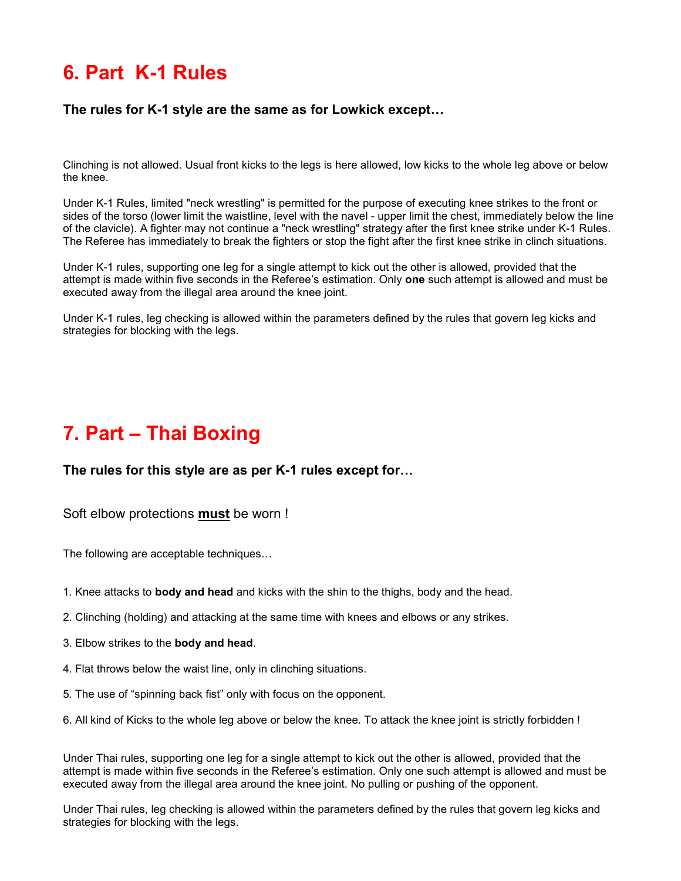# 6. Part  K-1 Rules

### The rules for K-1 style are the same as for Lowkick except…

Clinching is not allowed. Usual front kicks to the legs is here allowed, low kicks to the whole leg above or below the knee.

Under K-1 Rules, limited "neck wrestling" is permitted for the purpose of executing knee strikes to the front or sides of the torso (lower limit the waistline, level with the navel - upper limit the chest, immediately below the line of the clavicle). A fighter may not continue a "neck wrestling" strategy after the first knee strike under K-1 Rules. The Referee has immediately to break the fighters or stop the fight after the first knee strike in clinch situations.

Under K-1 rules, supporting one leg for a single attempt to kick out the other is allowed, provided that the attempt is made within five seconds in the Referee's estimation. Only **one** such attempt is allowed and must be executed away from the illegal area around the knee joint.

Under K-1 rules, leg checking is allowed within the parameters defined by the rules that govern leg kicks and strategies for blocking with the legs.

# 7. Part – Thai Boxing

### The rules for this style are as per K-1 rules except for…

Soft elbow protections **must** be worn !

The following are acceptable techniques…

1. Knee attacks to **body and head** and kicks with the shin to the thighs, body and the head.

2. Clinching (holding) and attacking at the same time with knees and elbows or any strikes.

3. Elbow strikes to the **body and head**.

4. Flat throws below the waist line, only in clinching situations.

5. The use of "spinning back fist" only with focus on the opponent.

6. All kind of Kicks to the whole leg above or below the knee. To attack the knee joint is strictly forbidden !

Under Thai rules, supporting one leg for a single attempt to kick out the other is allowed, provided that the attempt is made within five seconds in the Referee's estimation. Only one such attempt is allowed and must be executed away from the illegal area around the knee joint. No pulling or pushing of the opponent.

Under Thai rules, leg checking is allowed within the parameters defined by the rules that govern leg kicks and strategies for blocking with the legs.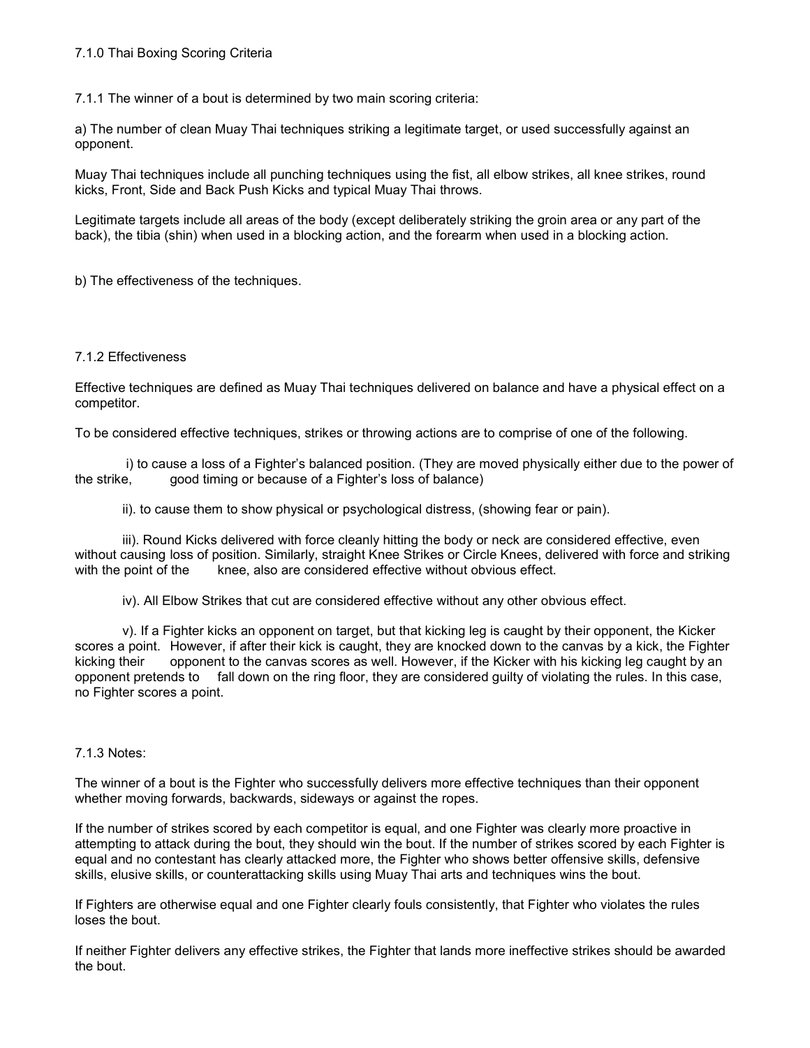## 7.1.0 Thai Boxing Scoring Criteria

7.1.1 The winner of a bout is determined by two main scoring criteria:

a) The number of clean Muay Thai techniques striking a legitimate target, or used successfully against an opponent.

Muay Thai techniques include all punching techniques using the fist, all elbow strikes, all knee strikes, round kicks, Front, Side and Back Push Kicks and typical Muay Thai throws.

Legitimate targets include all areas of the body (except deliberately striking the groin area or any part of the back), the tibia (shin) when used in a blocking action, and the forearm when used in a blocking action.

b) The effectiveness of the techniques.

### 7.1.2 Effectiveness

Effective techniques are defined as Muay Thai techniques delivered on balance and have a physical effect on a competitor.

To be considered effective techniques, strikes or throwing actions are to comprise of one of the following.

i) to cause a loss of a Fighter's balanced position. (They are moved physically either due to the power of the strike, good timing or because of a Fighter's loss of balance)

ii). to cause them to show physical or psychological distress, (showing fear or pain).

iii). Round Kicks delivered with force cleanly hitting the body or neck are considered effective, even without causing loss of position. Similarly, straight Knee Strikes or Circle Knees, delivered with force and striking with the point of the knee, also are considered effective without obvious effect.

iv). All Elbow Strikes that cut are considered effective without any other obvious effect.

v). If a Fighter kicks an opponent on target, but that kicking leg is caught by their opponent, the Kicker scores a point. However, if after their kick is caught, they are knocked down to the canvas by a kick, the Fighter kicking their opponent to the canvas scores as well. However, if the Kicker with his kicking leg caught by an opponent pretends to fall down on the ring floor, they are considered guilty of violating the rules. In this case, no Fighter scores a point.

### 7.1.3 Notes:

The winner of a bout is the Fighter who successfully delivers more effective techniques than their opponent whether moving forwards, backwards, sideways or against the ropes.

If the number of strikes scored by each competitor is equal, and one Fighter was clearly more proactive in attempting to attack during the bout, they should win the bout. If the number of strikes scored by each Fighter is equal and no contestant has clearly attacked more, the Fighter who shows better offensive skills, defensive skills, elusive skills, or counterattacking skills using Muay Thai arts and techniques wins the bout.

If Fighters are otherwise equal and one Fighter clearly fouls consistently, that Fighter who violates the rules loses the bout.

If neither Fighter delivers any effective strikes, the Fighter that lands more ineffective strikes should be awarded the bout.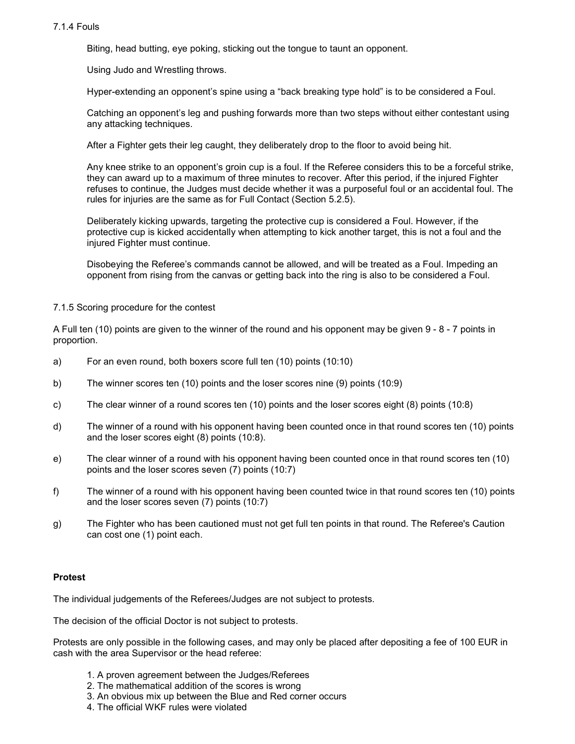7.1.4 Fouls

Biting, head butting, eye poking, sticking out the tongue to taunt an opponent.

Using Judo and Wrestling throws.

Hyper-extending an opponent's spine using a "back breaking type hold" is to be considered a Foul.

Catching an opponent's leg and pushing forwards more than two steps without either contestant using any attacking techniques.

After a Fighter gets their leg caught, they deliberately drop to the floor to avoid being hit.

Any knee strike to an opponent's groin cup is a foul. If the Referee considers this to be a forceful strike, they can award up to a maximum of three minutes to recover. After this period, if the injured Fighter refuses to continue, the Judges must decide whether it was a purposeful foul or an accidental foul. The rules for injuries are the same as for Full Contact (Section 5.2.5).

Deliberately kicking upwards, targeting the protective cup is considered a Foul. However, if the protective cup is kicked accidentally when attempting to kick another target, this is not a foul and the injured Fighter must continue.

Disobeying the Referee's commands cannot be allowed, and will be treated as a Foul. Impeding an opponent from rising from the canvas or getting back into the ring is also to be considered a Foul.

7.1.5 Scoring procedure for the contest

A Full ten (10) points are given to the winner of the round and his opponent may be given 9 - 8 - 7 points in proportion.

a) For an even round, both boxers score full ten (10) points (10:10)

b) The winner scores ten (10) points and the loser scores nine (9) points (10:9)

c) The clear winner of a round scores ten (10) points and the loser scores eight (8) points (10:8)

d) The winner of a round with his opponent having been counted once in that round scores ten (10) points and the loser scores eight (8) points (10:8).

e) The clear winner of a round with his opponent having been counted once in that round scores ten (10) points and the loser scores seven (7) points (10:7)

f) The winner of a round with his opponent having been counted twice in that round scores ten (10) points and the loser scores seven (7) points (10:7)

g) The Fighter who has been cautioned must not get full ten points in that round. The Referee's Caution can cost one (1) point each.

**Protest**

The individual judgements of the Referees/Judges are not subject to protests.

The decision of the official Doctor is not subject to protests.

Protests are only possible in the following cases, and may only be placed after depositing a fee of 100 EUR in cash with the area Supervisor or the head referee:

1. A proven agreement between the Judges/Referees
2. The mathematical addition of the scores is wrong
3. An obvious mix up between the Blue and Red corner occurs
4. The official WKF rules were violated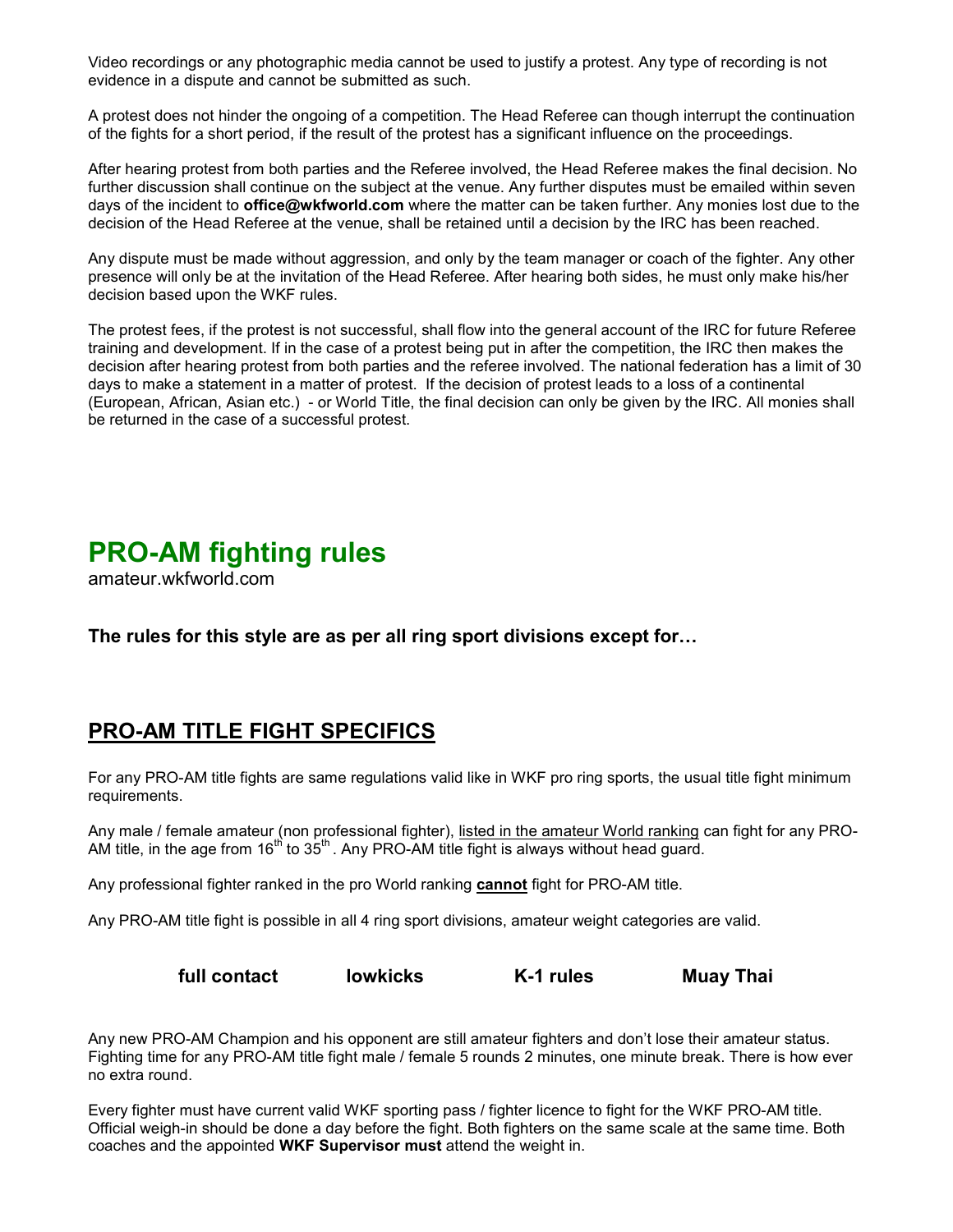Video recordings or any photographic media cannot be used to justify a protest. Any type of recording is not evidence in a dispute and cannot be submitted as such.

A protest does not hinder the ongoing of a competition. The Head Referee can though interrupt the continuation of the fights for a short period, if the result of the protest has a significant influence on the proceedings.

After hearing protest from both parties and the Referee involved, the Head Referee makes the final decision. No further discussion shall continue on the subject at the venue. Any further disputes must be emailed within seven days of the incident to **office@wkfworld.com** where the matter can be taken further. Any monies lost due to the decision of the Head Referee at the venue, shall be retained until a decision by the IRC has been reached.

Any dispute must be made without aggression, and only by the team manager or coach of the fighter. Any other presence will only be at the invitation of the Head Referee. After hearing both sides, he must only make his/her decision based upon the WKF rules.

The protest fees, if the protest is not successful, shall flow into the general account of the IRC for future Referee training and development. If in the case of a protest being put in after the competition, the IRC then makes the decision after hearing protest from both parties and the referee involved. The national federation has a limit of 30 days to make a statement in a matter of protest. If the decision of protest leads to a loss of a continental (European, African, Asian etc.) - or World Title, the final decision can only be given by the IRC. All monies shall be returned in the case of a successful protest.

# PRO-AM fighting rules

amateur.wkfworld.com

**The rules for this style are as per all ring sport divisions except for…**

## PRO-AM TITLE FIGHT SPECIFICS

For any PRO-AM title fights are same regulations valid like in WKF pro ring sports, the usual title fight minimum requirements.

Any male / female amateur (non professional fighter), <u>listed in the amateur World ranking</u> can fight for any PRO-AM title, in the age from 16th to 35th. Any PRO-AM title fight is always without head guard.

Any professional fighter ranked in the pro World ranking **<u>cannot</u>** fight for PRO-AM title.

Any PRO-AM title fight is possible in all 4 ring sport divisions, amateur weight categories are valid.

**full contact** **lowkicks** **K-1 rules** **Muay Thai**

Any new PRO-AM Champion and his opponent are still amateur fighters and don't lose their amateur status. Fighting time for any PRO-AM title fight male / female 5 rounds 2 minutes, one minute break. There is how ever no extra round.

Every fighter must have current valid WKF sporting pass / fighter licence to fight for the WKF PRO-AM title. Official weigh-in should be done a day before the fight. Both fighters on the same scale at the same time. Both coaches and the appointed **WKF Supervisor must** attend the weight in.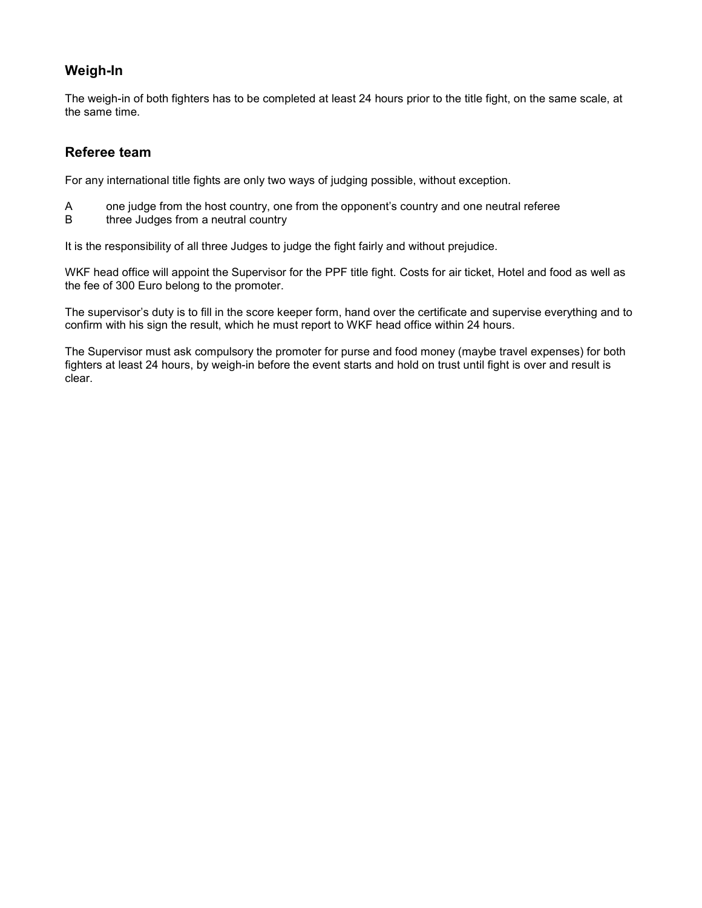## Weigh-In

The weigh-in of both fighters has to be completed at least 24 hours prior to the title fight, on the same scale, at the same time.

## Referee team

For any international title fights are only two ways of judging possible, without exception.

A one judge from the host country, one from the opponent's country and one neutral referee
B three Judges from a neutral country

It is the responsibility of all three Judges to judge the fight fairly and without prejudice.

WKF head office will appoint the Supervisor for the PPF title fight. Costs for air ticket, Hotel and food as well as the fee of 300 Euro belong to the promoter.

The supervisor's duty is to fill in the score keeper form, hand over the certificate and supervise everything and to confirm with his sign the result, which he must report to WKF head office within 24 hours.

The Supervisor must ask compulsory the promoter for purse and food money (maybe travel expenses) for both fighters at least 24 hours, by weigh-in before the event starts and hold on trust until fight is over and result is clear.